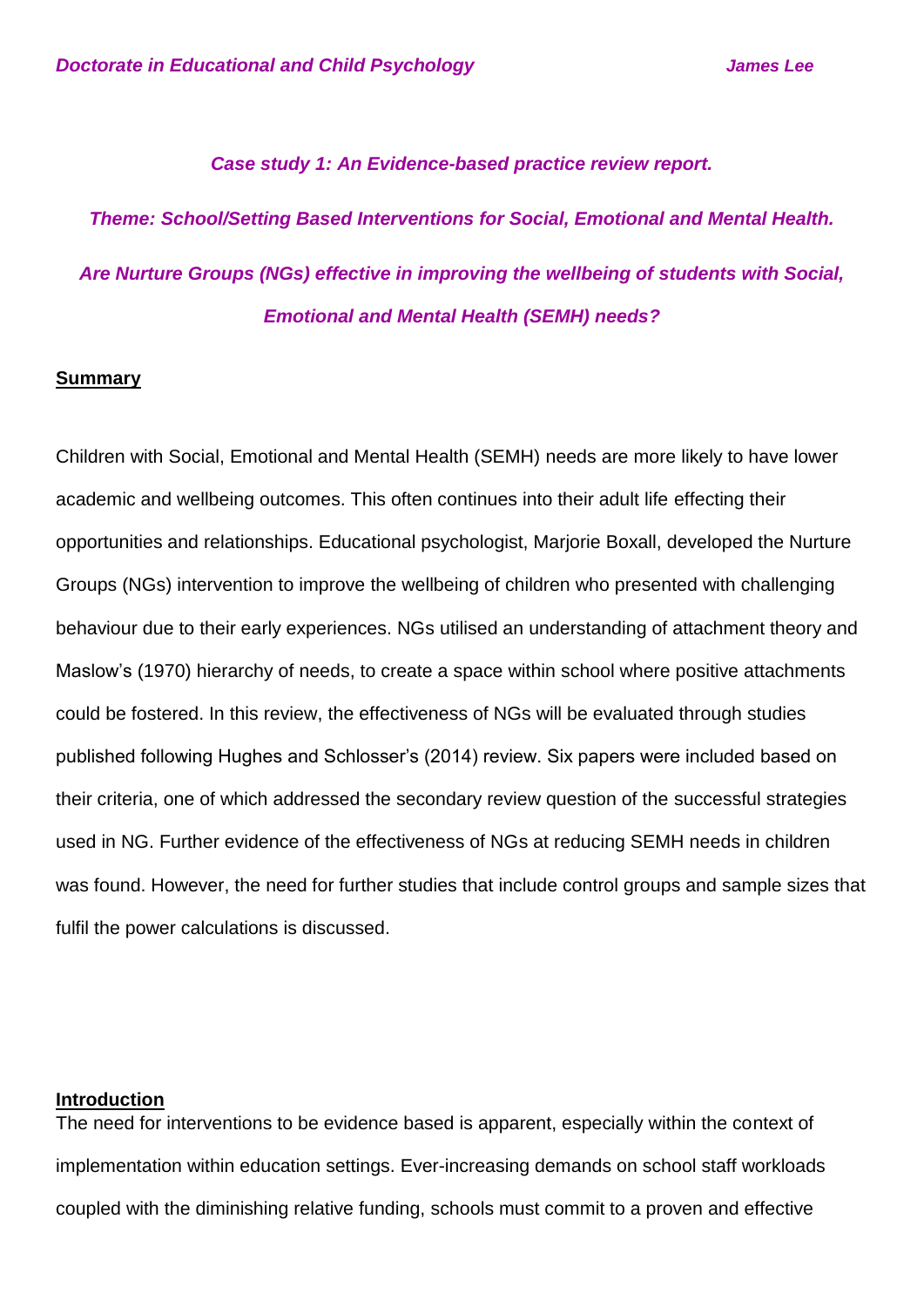*Doctorate in Educational and Child Psychology* *James Lee*

***Case study 1: An Evidence-based practice review report.***

***Theme: School/Setting Based Interventions for Social, Emotional and Mental Health.***

***Are Nurture Groups (NGs) effective in improving the wellbeing of students with Social, Emotional and Mental Health (SEMH) needs?***

## Summary

Children with Social, Emotional and Mental Health (SEMH) needs are more likely to have lower academic and wellbeing outcomes. This often continues into their adult life effecting their opportunities and relationships. Educational psychologist, Marjorie Boxall, developed the Nurture Groups (NGs) intervention to improve the wellbeing of children who presented with challenging behaviour due to their early experiences. NGs utilised an understanding of attachment theory and Maslow's (1970) hierarchy of needs, to create a space within school where positive attachments could be fostered. In this review, the effectiveness of NGs will be evaluated through studies published following Hughes and Schlosser's (2014) review. Six papers were included based on their criteria, one of which addressed the secondary review question of the successful strategies used in NG. Further evidence of the effectiveness of NGs at reducing SEMH needs in children was found. However, the need for further studies that include control groups and sample sizes that fulfil the power calculations is discussed.

## Introduction

The need for interventions to be evidence based is apparent, especially within the context of implementation within education settings. Ever-increasing demands on school staff workloads coupled with the diminishing relative funding, schools must commit to a proven and effective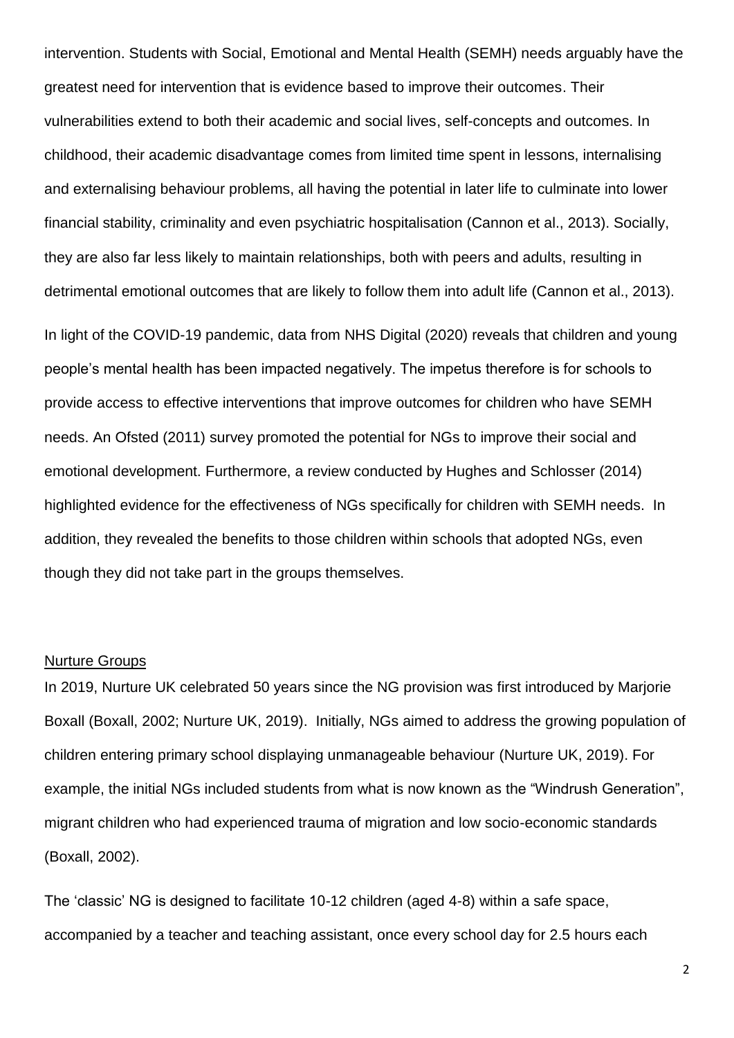intervention. Students with Social, Emotional and Mental Health (SEMH) needs arguably have the greatest need for intervention that is evidence based to improve their outcomes. Their vulnerabilities extend to both their academic and social lives, self-concepts and outcomes. In childhood, their academic disadvantage comes from limited time spent in lessons, internalising and externalising behaviour problems, all having the potential in later life to culminate into lower financial stability, criminality and even psychiatric hospitalisation (Cannon et al., 2013). Socially, they are also far less likely to maintain relationships, both with peers and adults, resulting in detrimental emotional outcomes that are likely to follow them into adult life (Cannon et al., 2013).

In light of the COVID-19 pandemic, data from NHS Digital (2020) reveals that children and young people's mental health has been impacted negatively. The impetus therefore is for schools to provide access to effective interventions that improve outcomes for children who have SEMH needs. An Ofsted (2011) survey promoted the potential for NGs to improve their social and emotional development. Furthermore, a review conducted by Hughes and Schlosser (2014) highlighted evidence for the effectiveness of NGs specifically for children with SEMH needs. In addition, they revealed the benefits to those children within schools that adopted NGs, even though they did not take part in the groups themselves.

## Nurture Groups

In 2019, Nurture UK celebrated 50 years since the NG provision was first introduced by Marjorie Boxall (Boxall, 2002; Nurture UK, 2019). Initially, NGs aimed to address the growing population of children entering primary school displaying unmanageable behaviour (Nurture UK, 2019). For example, the initial NGs included students from what is now known as the "Windrush Generation", migrant children who had experienced trauma of migration and low socio-economic standards (Boxall, 2002).

The 'classic' NG is designed to facilitate 10-12 children (aged 4-8) within a safe space, accompanied by a teacher and teaching assistant, once every school day for 2.5 hours each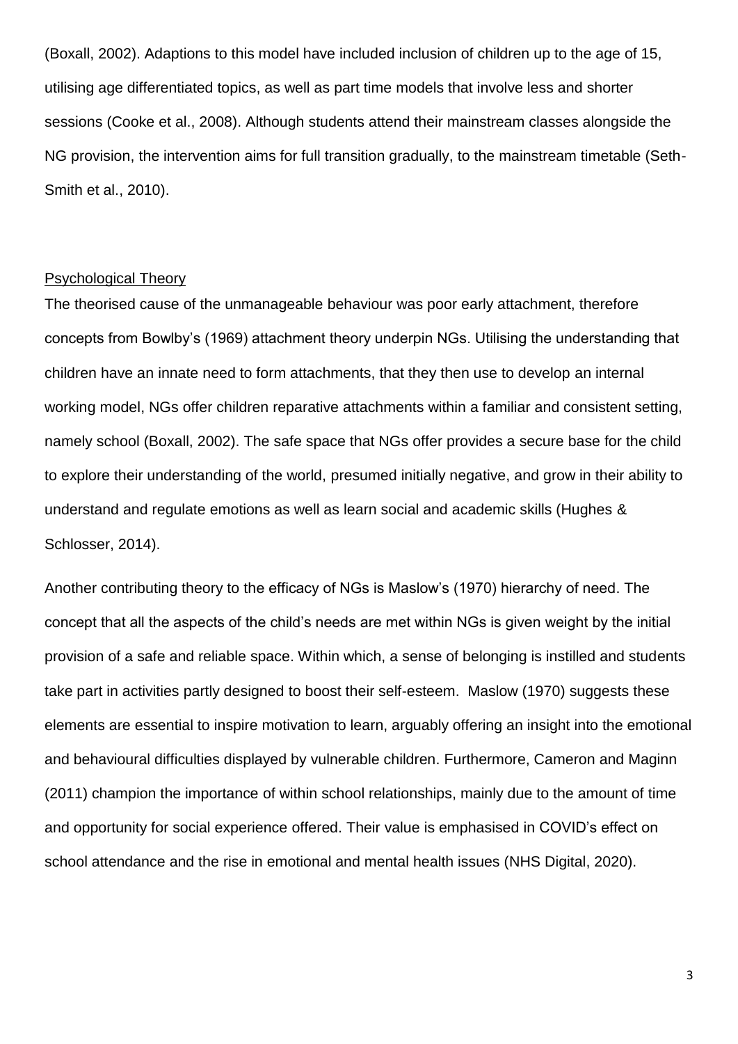(Boxall, 2002). Adaptions to this model have included inclusion of children up to the age of 15, utilising age differentiated topics, as well as part time models that involve less and shorter sessions (Cooke et al., 2008). Although students attend their mainstream classes alongside the NG provision, the intervention aims for full transition gradually, to the mainstream timetable (Seth-Smith et al., 2010).

## Psychological Theory

The theorised cause of the unmanageable behaviour was poor early attachment, therefore concepts from Bowlby's (1969) attachment theory underpin NGs. Utilising the understanding that children have an innate need to form attachments, that they then use to develop an internal working model, NGs offer children reparative attachments within a familiar and consistent setting, namely school (Boxall, 2002). The safe space that NGs offer provides a secure base for the child to explore their understanding of the world, presumed initially negative, and grow in their ability to understand and regulate emotions as well as learn social and academic skills (Hughes & Schlosser, 2014).

Another contributing theory to the efficacy of NGs is Maslow's (1970) hierarchy of need. The concept that all the aspects of the child's needs are met within NGs is given weight by the initial provision of a safe and reliable space. Within which, a sense of belonging is instilled and students take part in activities partly designed to boost their self-esteem. Maslow (1970) suggests these elements are essential to inspire motivation to learn, arguably offering an insight into the emotional and behavioural difficulties displayed by vulnerable children. Furthermore, Cameron and Maginn (2011) champion the importance of within school relationships, mainly due to the amount of time and opportunity for social experience offered. Their value is emphasised in COVID's effect on school attendance and the rise in emotional and mental health issues (NHS Digital, 2020).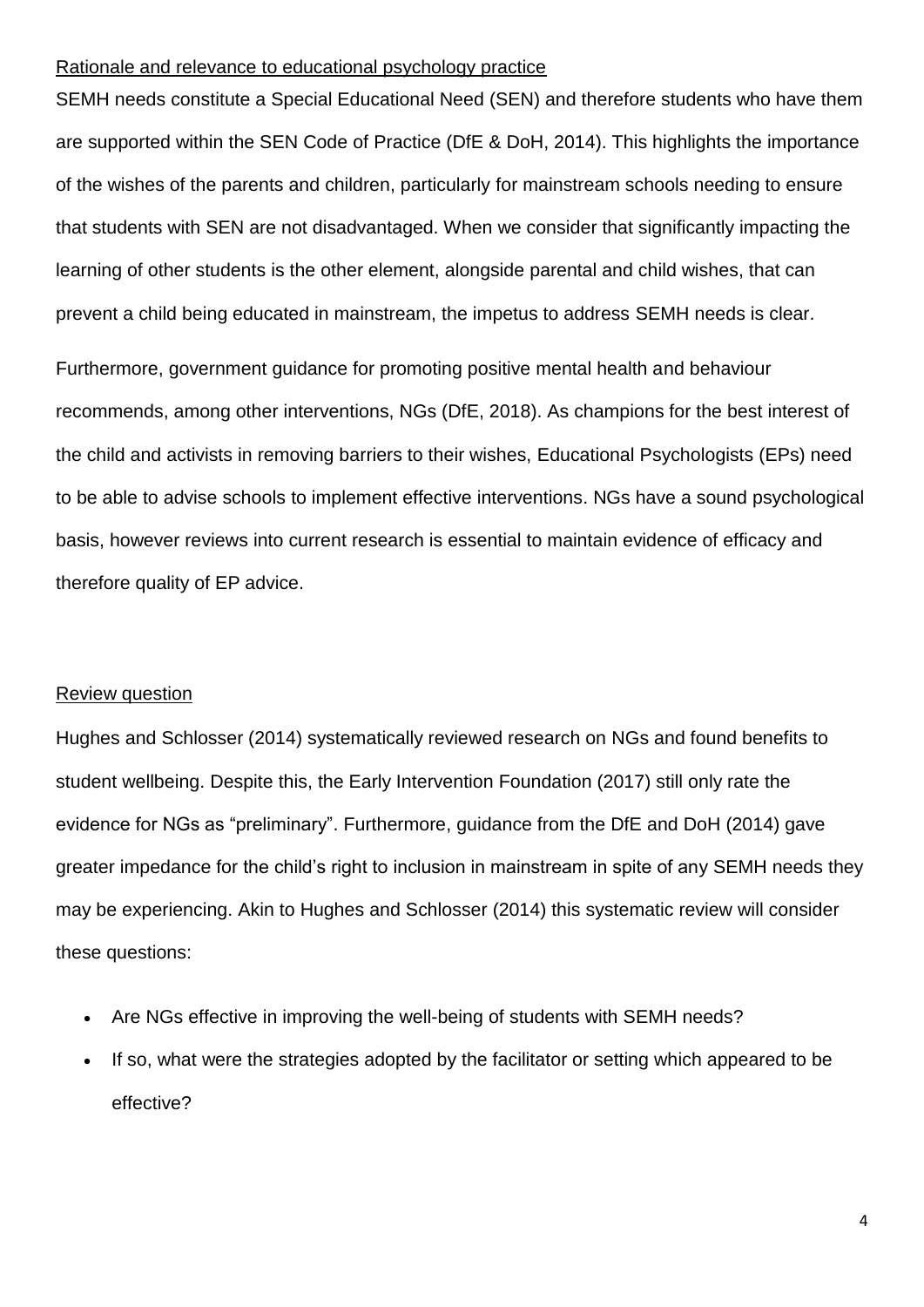## Rationale and relevance to educational psychology practice

SEMH needs constitute a Special Educational Need (SEN) and therefore students who have them are supported within the SEN Code of Practice (DfE & DoH, 2014). This highlights the importance of the wishes of the parents and children, particularly for mainstream schools needing to ensure that students with SEN are not disadvantaged. When we consider that significantly impacting the learning of other students is the other element, alongside parental and child wishes, that can prevent a child being educated in mainstream, the impetus to address SEMH needs is clear.

Furthermore, government guidance for promoting positive mental health and behaviour recommends, among other interventions, NGs (DfE, 2018). As champions for the best interest of the child and activists in removing barriers to their wishes, Educational Psychologists (EPs) need to be able to advise schools to implement effective interventions. NGs have a sound psychological basis, however reviews into current research is essential to maintain evidence of efficacy and therefore quality of EP advice.

## Review question

Hughes and Schlosser (2014) systematically reviewed research on NGs and found benefits to student wellbeing. Despite this, the Early Intervention Foundation (2017) still only rate the evidence for NGs as "preliminary". Furthermore, guidance from the DfE and DoH (2014) gave greater impedance for the child's right to inclusion in mainstream in spite of any SEMH needs they may be experiencing. Akin to Hughes and Schlosser (2014) this systematic review will consider these questions:

- Are NGs effective in improving the well-being of students with SEMH needs?
- If so, what were the strategies adopted by the facilitator or setting which appeared to be effective?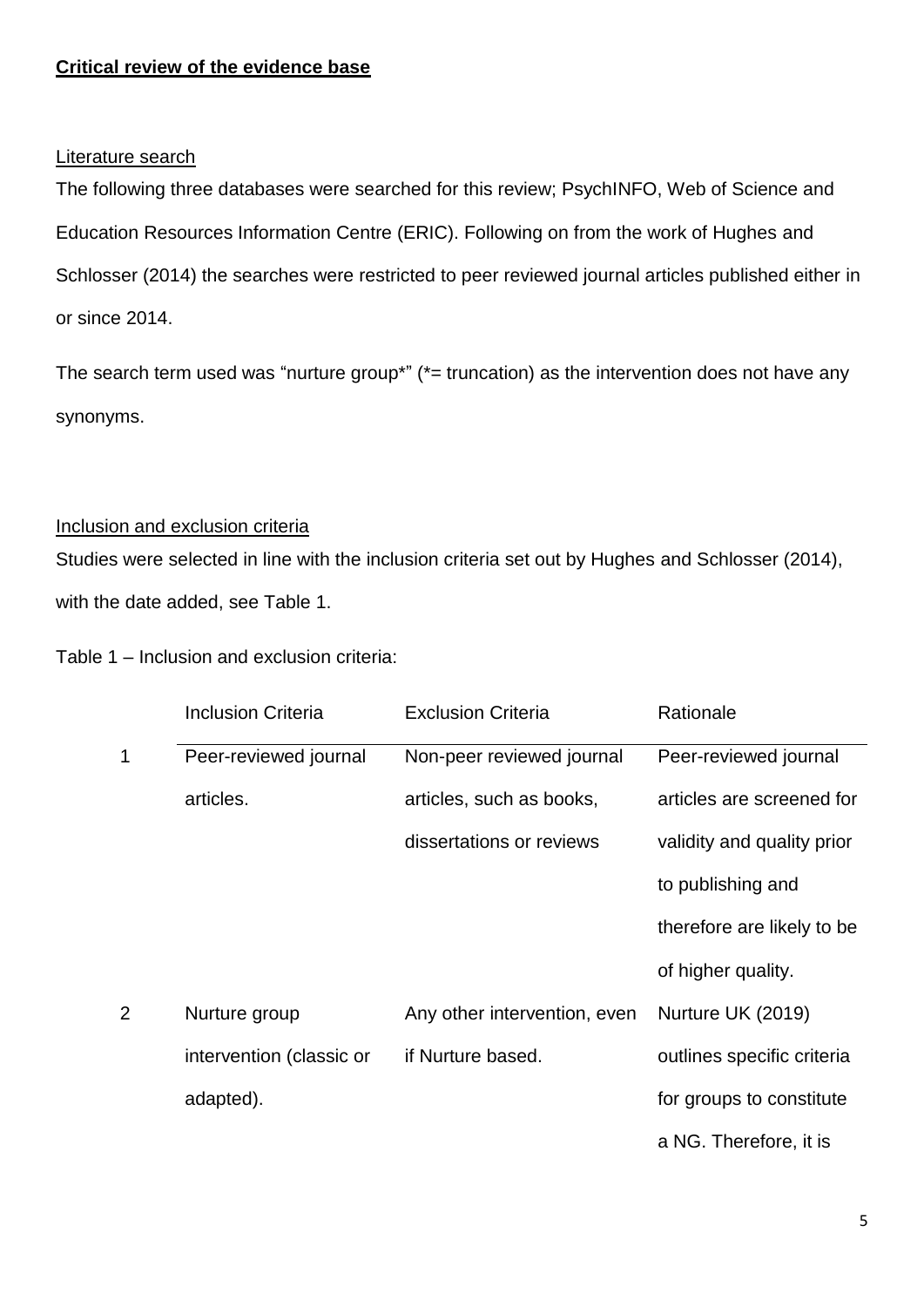**Critical review of the evidence base**

Literature search

The following three databases were searched for this review; PsychINFO, Web of Science and Education Resources Information Centre (ERIC). Following on from the work of Hughes and Schlosser (2014) the searches were restricted to peer reviewed journal articles published either in or since 2014.

The search term used was "nurture group*" (*= truncation) as the intervention does not have any synonyms.

Inclusion and exclusion criteria

Studies were selected in line with the inclusion criteria set out by Hughes and Schlosser (2014), with the date added, see Table 1.

Table 1 – Inclusion and exclusion criteria:

| | Inclusion Criteria | Exclusion Criteria | Rationale |
|---|---|---|---|
| 1 | Peer-reviewed journal articles. | Non-peer reviewed journal articles, such as books, dissertations or reviews | Peer-reviewed journal articles are screened for validity and quality prior to publishing and therefore are likely to be of higher quality. |
| 2 | Nurture group intervention (classic or adapted). | Any other intervention, even if Nurture based. | Nurture UK (2019) outlines specific criteria for groups to constitute a NG. Therefore, it is |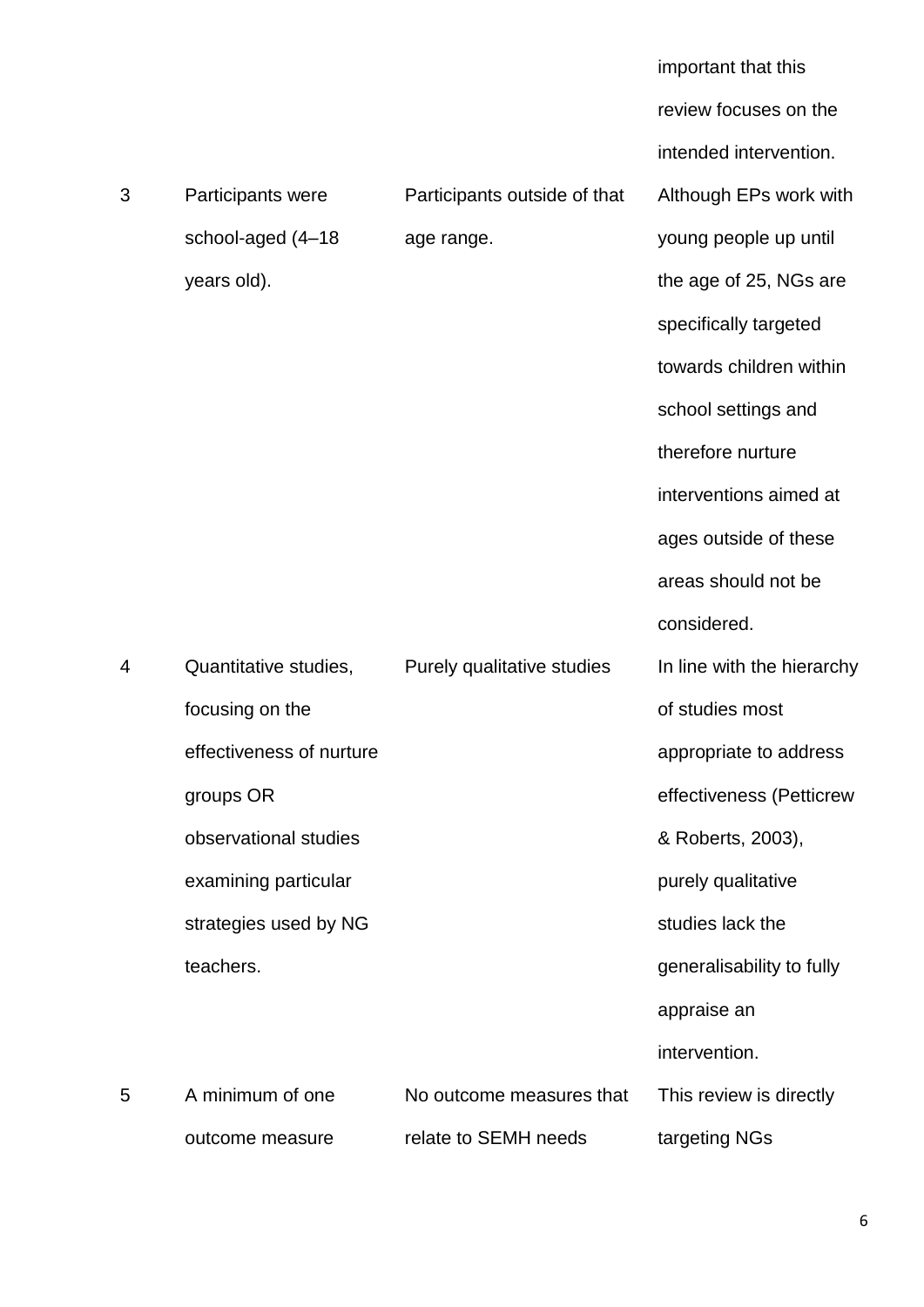| | | | important that this review focuses on the intended intervention. |
|---|---|---|---|
| 3 | Participants were school-aged (4–18 years old). | Participants outside of that age range. | Although EPs work with young people up until the age of 25, NGs are specifically targeted towards children within school settings and therefore nurture interventions aimed at ages outside of these areas should not be considered. |
| 4 | Quantitative studies, focusing on the effectiveness of nurture groups OR observational studies examining particular strategies used by NG teachers. | Purely qualitative studies | In line with the hierarchy of studies most appropriate to address effectiveness (Petticrew & Roberts, 2003), purely qualitative studies lack the generalisability to fully appraise an intervention. |
| 5 | A minimum of one outcome measure | No outcome measures that relate to SEMH needs | This review is directly targeting NGs |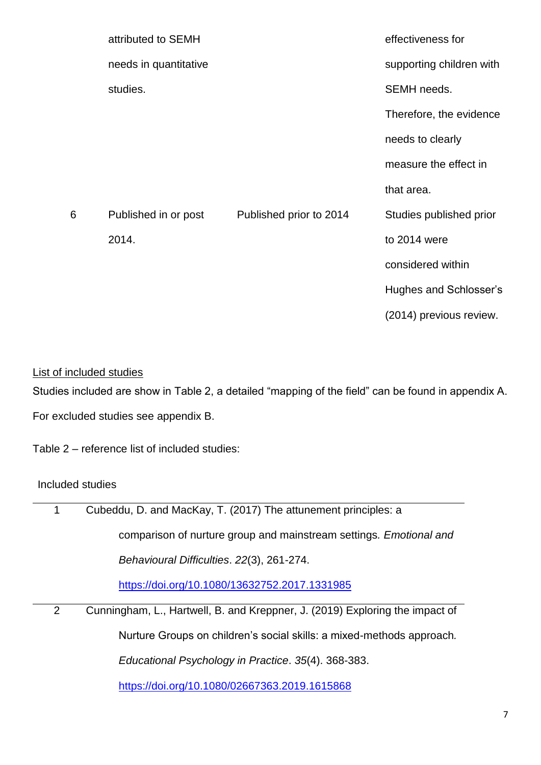| | attributed to SEMH needs in quantitative studies. | | effectiveness for supporting children with SEMH needs. Therefore, the evidence needs to clearly measure the effect in that area. |
|---|---|---|---|
| 6 | Published in or post 2014. | Published prior to 2014 | Studies published prior to 2014 were considered within Hughes and Schlosser's (2014) previous review. |

<u>List of included studies</u>

Studies included are show in Table 2, a detailed "mapping of the field" can be found in appendix A. For excluded studies see appendix B.

Table 2 – reference list of included studies:

| | Included studies |
|---|---|
| 1 | Cubeddu, D. and MacKay, T. (2017) The attunement principles: a comparison of nurture group and mainstream settings. *Emotional and Behavioural Difficulties*. *22*(3), 261-274. https://doi.org/10.1080/13632752.2017.1331985 |
| 2 | Cunningham, L., Hartwell, B. and Kreppner, J. (2019) Exploring the impact of Nurture Groups on children's social skills: a mixed-methods approach. *Educational Psychology in Practice*. *35*(4). 368-383. https://doi.org/10.1080/02667363.2019.1615868 |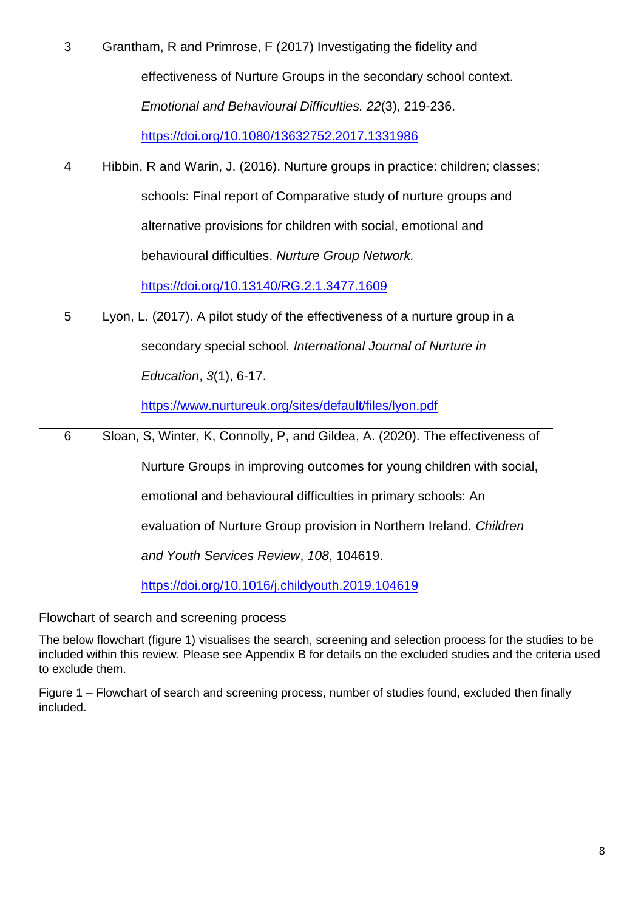| | |
|---|---|
| 3 | Grantham, R and Primrose, F (2017) Investigating the fidelity and effectiveness of Nurture Groups in the secondary school context. *Emotional and Behavioural Difficulties. 22*(3), 219-236. https://doi.org/10.1080/13632752.2017.1331986 |
| 4 | Hibbin, R and Warin, J. (2016). Nurture groups in practice: children; classes; schools: Final report of Comparative study of nurture groups and alternative provisions for children with social, emotional and behavioural difficulties. *Nurture Group Network.* https://doi.org/10.13140/RG.2.1.3477.1609 |
| 5 | Lyon, L. (2017). A pilot study of the effectiveness of a nurture group in a secondary special school*. International Journal of Nurture in Education*, *3*(1), 6-17. https://www.nurtureuk.org/sites/default/files/lyon.pdf |
| 6 | Sloan, S, Winter, K, Connolly, P, and Gildea, A. (2020). The effectiveness of Nurture Groups in improving outcomes for young children with social, emotional and behavioural difficulties in primary schools: An evaluation of Nurture Group provision in Northern Ireland. *Children and Youth Services Review*, *108*, 104619. https://doi.org/10.1016/j.childyouth.2019.104619 |

Flowchart of search and screening process

The below flowchart (figure 1) visualises the search, screening and selection process for the studies to be included within this review. Please see Appendix B for details on the excluded studies and the criteria used to exclude them.

Figure 1 – Flowchart of search and screening process, number of studies found, excluded then finally included.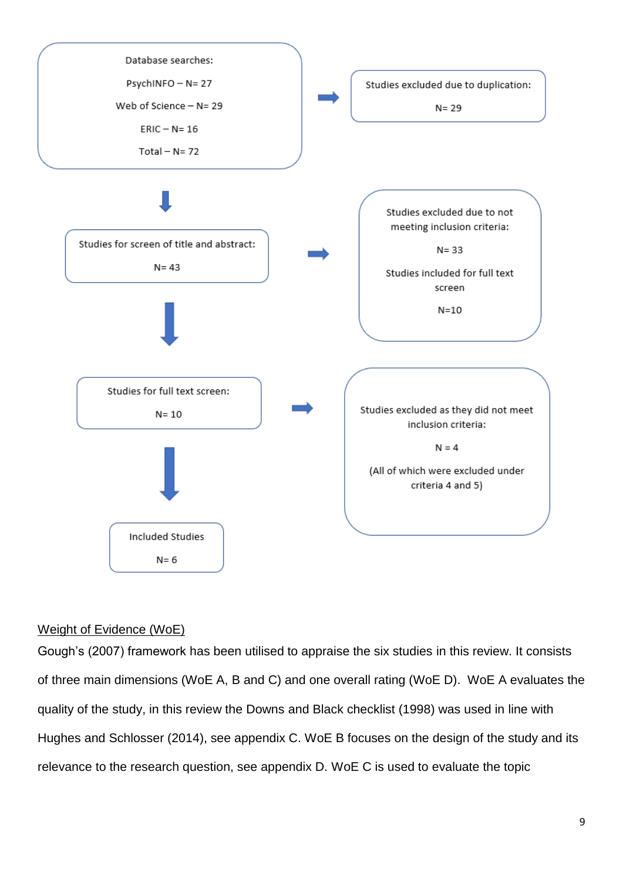Database searches:

PsychINFO – N= 27

Web of Science – N= 29

ERIC – N= 16

Total – N= 72

→ Studies excluded due to duplication:

N= 29

↓

Studies for screen of title and abstract:

N= 43

→ Studies excluded due to not meeting inclusion criteria:

N= 33

Studies included for full text screen

N=10

↓

Studies for full text screen:

N= 10

→ Studies excluded as they did not meet inclusion criteria:

N = 4

(All of which were excluded under criteria 4 and 5)

↓

Included Studies

N= 6

<u>Weight of Evidence (WoE)</u>

Gough's (2007) framework has been utilised to appraise the six studies in this review. It consists of three main dimensions (WoE A, B and C) and one overall rating (WoE D). WoE A evaluates the quality of the study, in this review the Downs and Black checklist (1998) was used in line with Hughes and Schlosser (2014), see appendix C. WoE B focuses on the design of the study and its relevance to the research question, see appendix D. WoE C is used to evaluate the topic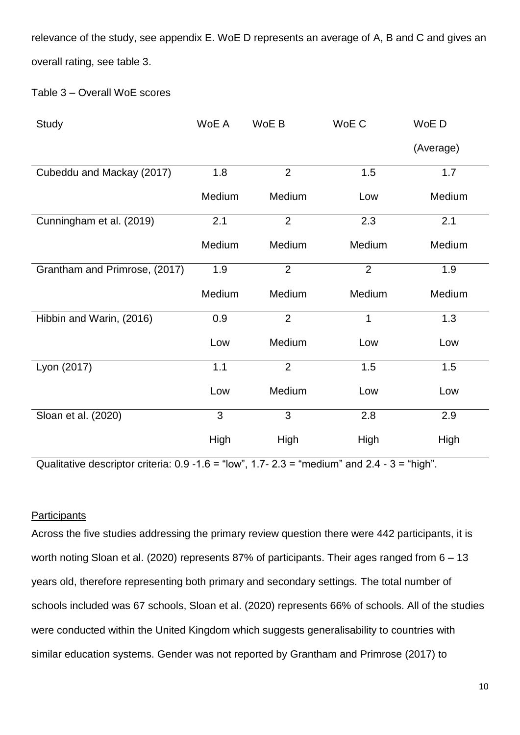relevance of the study, see appendix E. WoE D represents an average of A, B and C and gives an overall rating, see table 3.

Table 3 – Overall WoE scores

| Study | WoE A | WoE B | WoE C | WoE D (Average) |
|---|---|---|---|---|
| Cubeddu and Mackay (2017) | 1.8 Medium | 2 Medium | 1.5 Low | 1.7 Medium |
| Cunningham et al. (2019) | 2.1 Medium | 2 Medium | 2.3 Medium | 2.1 Medium |
| Grantham and Primrose, (2017) | 1.9 Medium | 2 Medium | 2 Medium | 1.9 Medium |
| Hibbin and Warin, (2016) | 0.9 Low | 2 Medium | 1 Low | 1.3 Low |
| Lyon (2017) | 1.1 Low | 2 Medium | 1.5 Low | 1.5 Low |
| Sloan et al. (2020) | 3 High | 3 High | 2.8 High | 2.9 High |

Qualitative descriptor criteria: 0.9 -1.6 = "low", 1.7- 2.3 = "medium" and 2.4 - 3 = "high".

## Participants

Across the five studies addressing the primary review question there were 442 participants, it is worth noting Sloan et al. (2020) represents 87% of participants. Their ages ranged from 6 – 13 years old, therefore representing both primary and secondary settings. The total number of schools included was 67 schools, Sloan et al. (2020) represents 66% of schools. All of the studies were conducted within the United Kingdom which suggests generalisability to countries with similar education systems. Gender was not reported by Grantham and Primrose (2017) to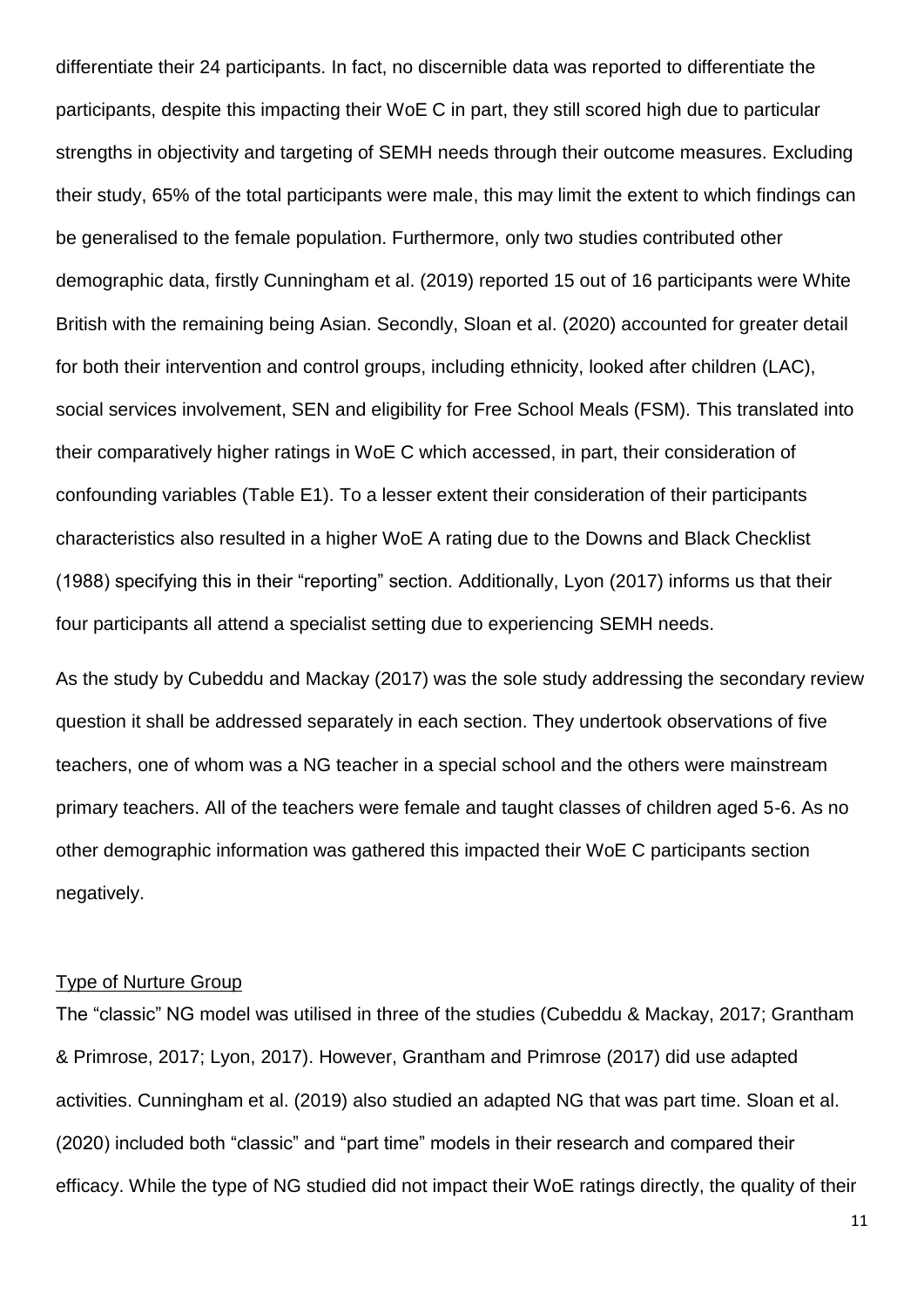differentiate their 24 participants. In fact, no discernible data was reported to differentiate the participants, despite this impacting their WoE C in part, they still scored high due to particular strengths in objectivity and targeting of SEMH needs through their outcome measures. Excluding their study, 65% of the total participants were male, this may limit the extent to which findings can be generalised to the female population. Furthermore, only two studies contributed other demographic data, firstly Cunningham et al. (2019) reported 15 out of 16 participants were White British with the remaining being Asian. Secondly, Sloan et al. (2020) accounted for greater detail for both their intervention and control groups, including ethnicity, looked after children (LAC), social services involvement, SEN and eligibility for Free School Meals (FSM). This translated into their comparatively higher ratings in WoE C which accessed, in part, their consideration of confounding variables (Table E1). To a lesser extent their consideration of their participants characteristics also resulted in a higher WoE A rating due to the Downs and Black Checklist (1988) specifying this in their "reporting" section. Additionally, Lyon (2017) informs us that their four participants all attend a specialist setting due to experiencing SEMH needs.

As the study by Cubeddu and Mackay (2017) was the sole study addressing the secondary review question it shall be addressed separately in each section. They undertook observations of five teachers, one of whom was a NG teacher in a special school and the others were mainstream primary teachers. All of the teachers were female and taught classes of children aged 5-6. As no other demographic information was gathered this impacted their WoE C participants section negatively.

## Type of Nurture Group

The "classic" NG model was utilised in three of the studies (Cubeddu & Mackay, 2017; Grantham & Primrose, 2017; Lyon, 2017). However, Grantham and Primrose (2017) did use adapted activities. Cunningham et al. (2019) also studied an adapted NG that was part time. Sloan et al. (2020) included both "classic" and "part time" models in their research and compared their efficacy. While the type of NG studied did not impact their WoE ratings directly, the quality of their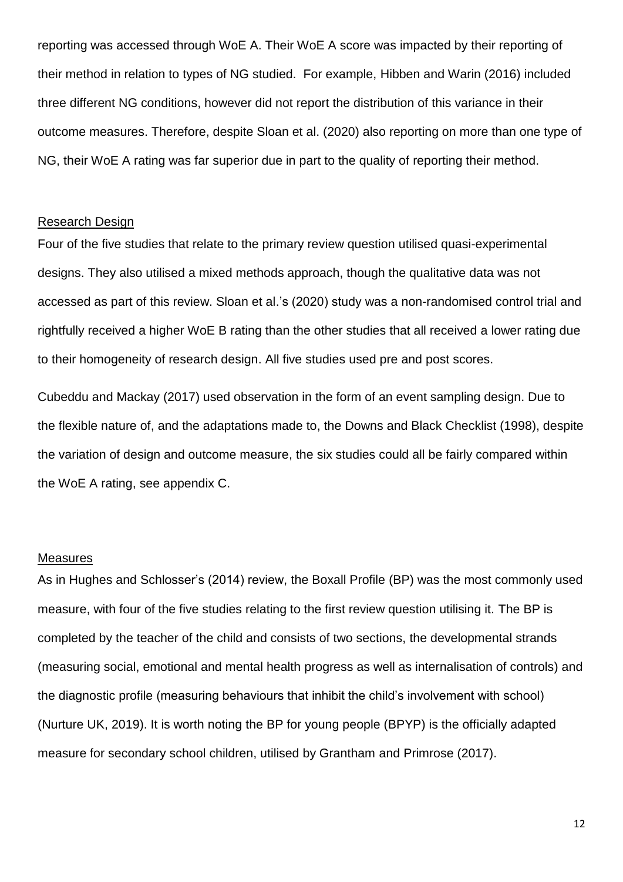reporting was accessed through WoE A. Their WoE A score was impacted by their reporting of their method in relation to types of NG studied. For example, Hibben and Warin (2016) included three different NG conditions, however did not report the distribution of this variance in their outcome measures. Therefore, despite Sloan et al. (2020) also reporting on more than one type of NG, their WoE A rating was far superior due in part to the quality of reporting their method.

### Research Design

Four of the five studies that relate to the primary review question utilised quasi-experimental designs. They also utilised a mixed methods approach, though the qualitative data was not accessed as part of this review. Sloan et al.'s (2020) study was a non-randomised control trial and rightfully received a higher WoE B rating than the other studies that all received a lower rating due to their homogeneity of research design. All five studies used pre and post scores.

Cubeddu and Mackay (2017) used observation in the form of an event sampling design. Due to the flexible nature of, and the adaptations made to, the Downs and Black Checklist (1998), despite the variation of design and outcome measure, the six studies could all be fairly compared within the WoE A rating, see appendix C.

### Measures

As in Hughes and Schlosser's (2014) review, the Boxall Profile (BP) was the most commonly used measure, with four of the five studies relating to the first review question utilising it. The BP is completed by the teacher of the child and consists of two sections, the developmental strands (measuring social, emotional and mental health progress as well as internalisation of controls) and the diagnostic profile (measuring behaviours that inhibit the child's involvement with school) (Nurture UK, 2019). It is worth noting the BP for young people (BPYP) is the officially adapted measure for secondary school children, utilised by Grantham and Primrose (2017).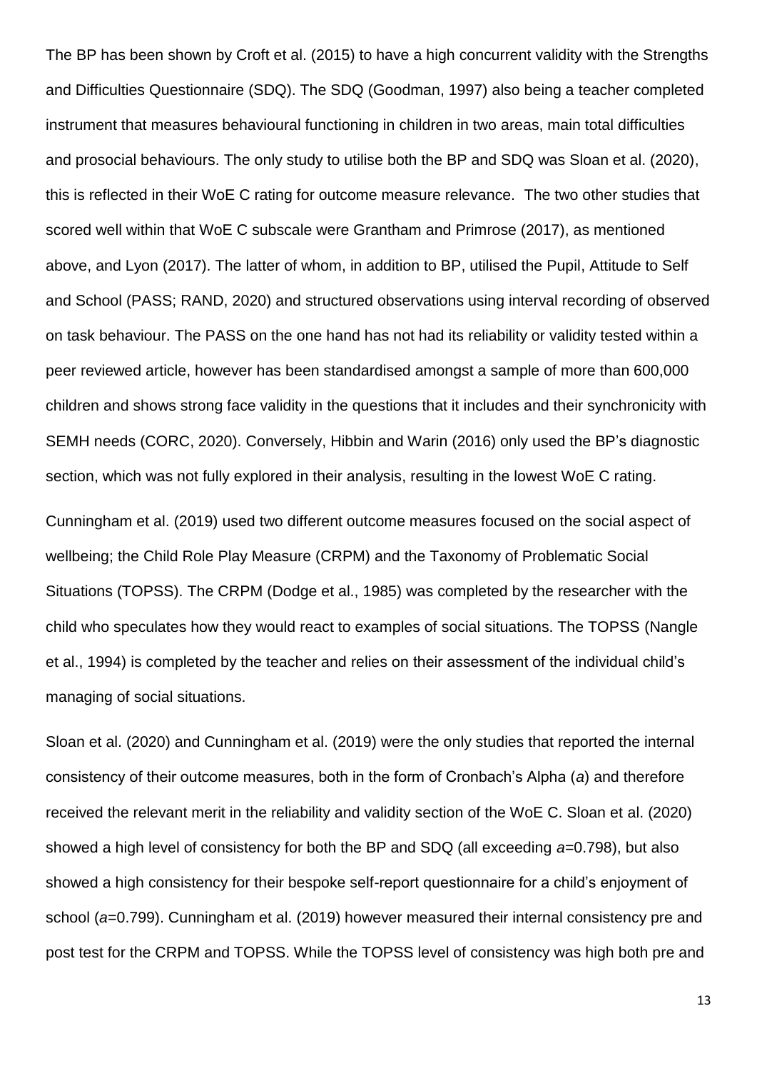The BP has been shown by Croft et al. (2015) to have a high concurrent validity with the Strengths and Difficulties Questionnaire (SDQ). The SDQ (Goodman, 1997) also being a teacher completed instrument that measures behavioural functioning in children in two areas, main total difficulties and prosocial behaviours. The only study to utilise both the BP and SDQ was Sloan et al. (2020), this is reflected in their WoE C rating for outcome measure relevance. The two other studies that scored well within that WoE C subscale were Grantham and Primrose (2017), as mentioned above, and Lyon (2017). The latter of whom, in addition to BP, utilised the Pupil, Attitude to Self and School (PASS; RAND, 2020) and structured observations using interval recording of observed on task behaviour. The PASS on the one hand has not had its reliability or validity tested within a peer reviewed article, however has been standardised amongst a sample of more than 600,000 children and shows strong face validity in the questions that it includes and their synchronicity with SEMH needs (CORC, 2020). Conversely, Hibbin and Warin (2016) only used the BP's diagnostic section, which was not fully explored in their analysis, resulting in the lowest WoE C rating.

Cunningham et al. (2019) used two different outcome measures focused on the social aspect of wellbeing; the Child Role Play Measure (CRPM) and the Taxonomy of Problematic Social Situations (TOPSS). The CRPM (Dodge et al., 1985) was completed by the researcher with the child who speculates how they would react to examples of social situations. The TOPSS (Nangle et al., 1994) is completed by the teacher and relies on their assessment of the individual child's managing of social situations.

Sloan et al. (2020) and Cunningham et al. (2019) were the only studies that reported the internal consistency of their outcome measures, both in the form of Cronbach's Alpha (*a*) and therefore received the relevant merit in the reliability and validity section of the WoE C. Sloan et al. (2020) showed a high level of consistency for both the BP and SDQ (all exceeding $a$=0.798), but also showed a high consistency for their bespoke self-report questionnaire for a child's enjoyment of school ($a$=0.799). Cunningham et al. (2019) however measured their internal consistency pre and post test for the CRPM and TOPSS. While the TOPSS level of consistency was high both pre and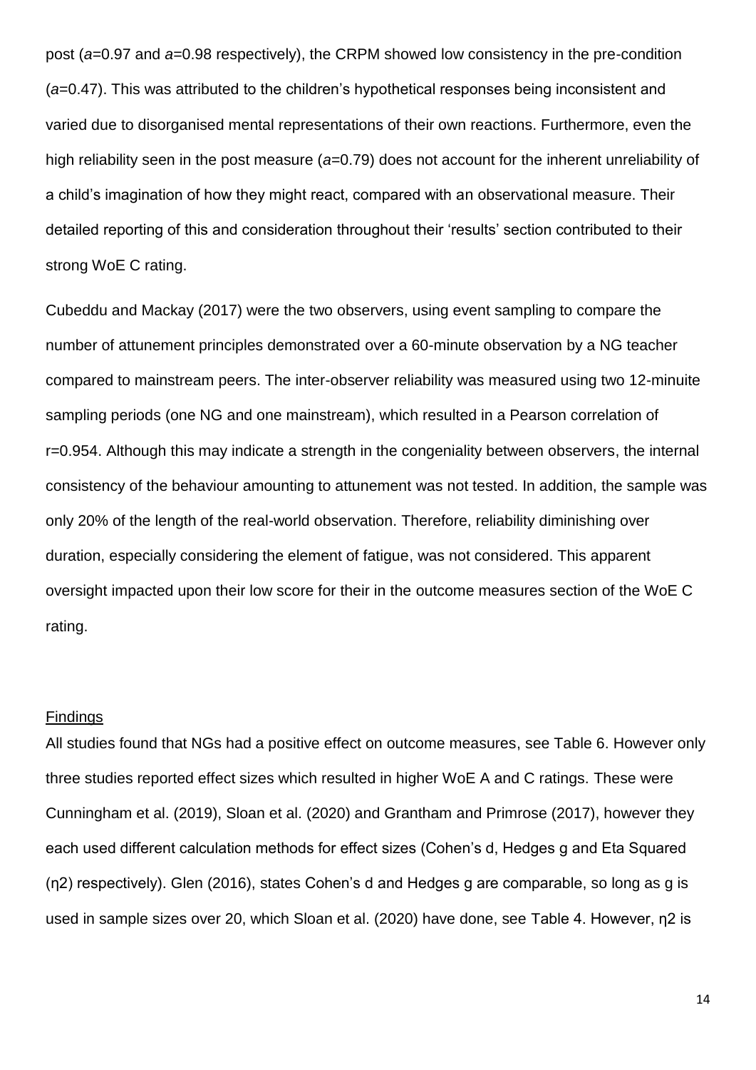post ($a$=0.97 and $a$=0.98 respectively), the CRPM showed low consistency in the pre-condition ($a$=0.47). This was attributed to the children's hypothetical responses being inconsistent and varied due to disorganised mental representations of their own reactions. Furthermore, even the high reliability seen in the post measure ($a$=0.79) does not account for the inherent unreliability of a child's imagination of how they might react, compared with an observational measure. Their detailed reporting of this and consideration throughout their 'results' section contributed to their strong WoE C rating.

Cubeddu and Mackay (2017) were the two observers, using event sampling to compare the number of attunement principles demonstrated over a 60-minute observation by a NG teacher compared to mainstream peers. The inter-observer reliability was measured using two 12-minuite sampling periods (one NG and one mainstream), which resulted in a Pearson correlation of r=0.954. Although this may indicate a strength in the congeniality between observers, the internal consistency of the behaviour amounting to attunement was not tested. In addition, the sample was only 20% of the length of the real-world observation. Therefore, reliability diminishing over duration, especially considering the element of fatigue, was not considered. This apparent oversight impacted upon their low score for their in the outcome measures section of the WoE C rating.

<u>Findings</u>

All studies found that NGs had a positive effect on outcome measures, see Table 6. However only three studies reported effect sizes which resulted in higher WoE A and C ratings. These were Cunningham et al. (2019), Sloan et al. (2020) and Grantham and Primrose (2017), however they each used different calculation methods for effect sizes (Cohen's d, Hedges g and Eta Squared ($\eta^2$) respectively). Glen (2016), states Cohen's d and Hedges g are comparable, so long as g is used in sample sizes over 20, which Sloan et al. (2020) have done, see Table 4. However, $\eta^2$ is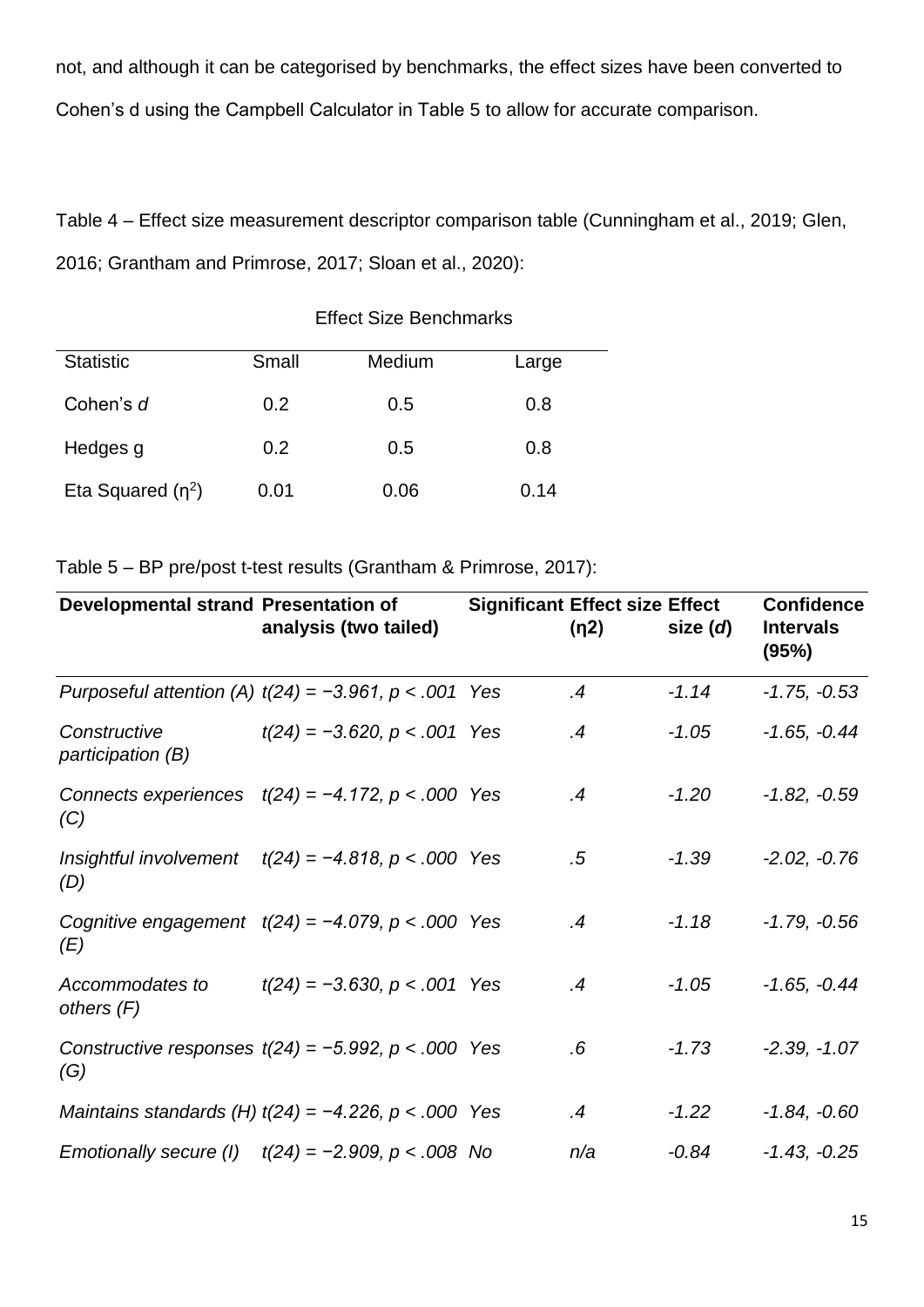not, and although it can be categorised by benchmarks, the effect sizes have been converted to Cohen's d using the Campbell Calculator in Table 5 to allow for accurate comparison.

Table 4 – Effect size measurement descriptor comparison table (Cunningham et al., 2019; Glen, 2016; Grantham and Primrose, 2017; Sloan et al., 2020):

| Effect Size Benchmarks | | | |
|---|---|---|---|
| Statistic | Small | Medium | Large |
| Cohen's *d* | 0.2 | 0.5 | 0.8 |
| Hedges g | 0.2 | 0.5 | 0.8 |
| Eta Squared ($\eta^2$) | 0.01 | 0.06 | 0.14 |

Table 5 – BP pre/post t-test results (Grantham & Primrose, 2017):

| Developmental strand | Presentation of analysis (two tailed) | Significant | Effect size (η2) | Effect size (*d*) | Confidence Intervals (95%) |
|---|---|---|---|---|---|
| *Purposeful attention (A)* | *$t(24) = −3.961, p < .001$* | *Yes* | *.4* | *-1.14* | *-1.75, -0.53* |
| *Constructive participation (B)* | *$t(24) = −3.620, p < .001$* | *Yes* | *.4* | *-1.05* | *-1.65, -0.44* |
| *Connects experiences (C)* | *$t(24) = −4.172, p < .000$* | *Yes* | *.4* | *-1.20* | *-1.82, -0.59* |
| *Insightful involvement (D)* | *$t(24) = −4.818, p < .000$* | *Yes* | *.5* | *-1.39* | *-2.02, -0.76* |
| *Cognitive engagement (E)* | *$t(24) = −4.079, p < .000$* | *Yes* | *.4* | *-1.18* | *-1.79, -0.56* |
| *Accommodates to others (F)* | *$t(24) = −3.630, p < .001$* | *Yes* | *.4* | *-1.05* | *-1.65, -0.44* |
| *Constructive responses (G)* | *$t(24) = −5.992, p < .000$* | *Yes* | *.6* | *-1.73* | *-2.39, -1.07* |
| *Maintains standards (H)* | *$t(24) = −4.226, p < .000$* | *Yes* | *.4* | *-1.22* | *-1.84, -0.60* |
| *Emotionally secure (I)* | *$t(24) = −2.909, p < .008$* | *No* | *n/a* | *-0.84* | *-1.43, -0.25* |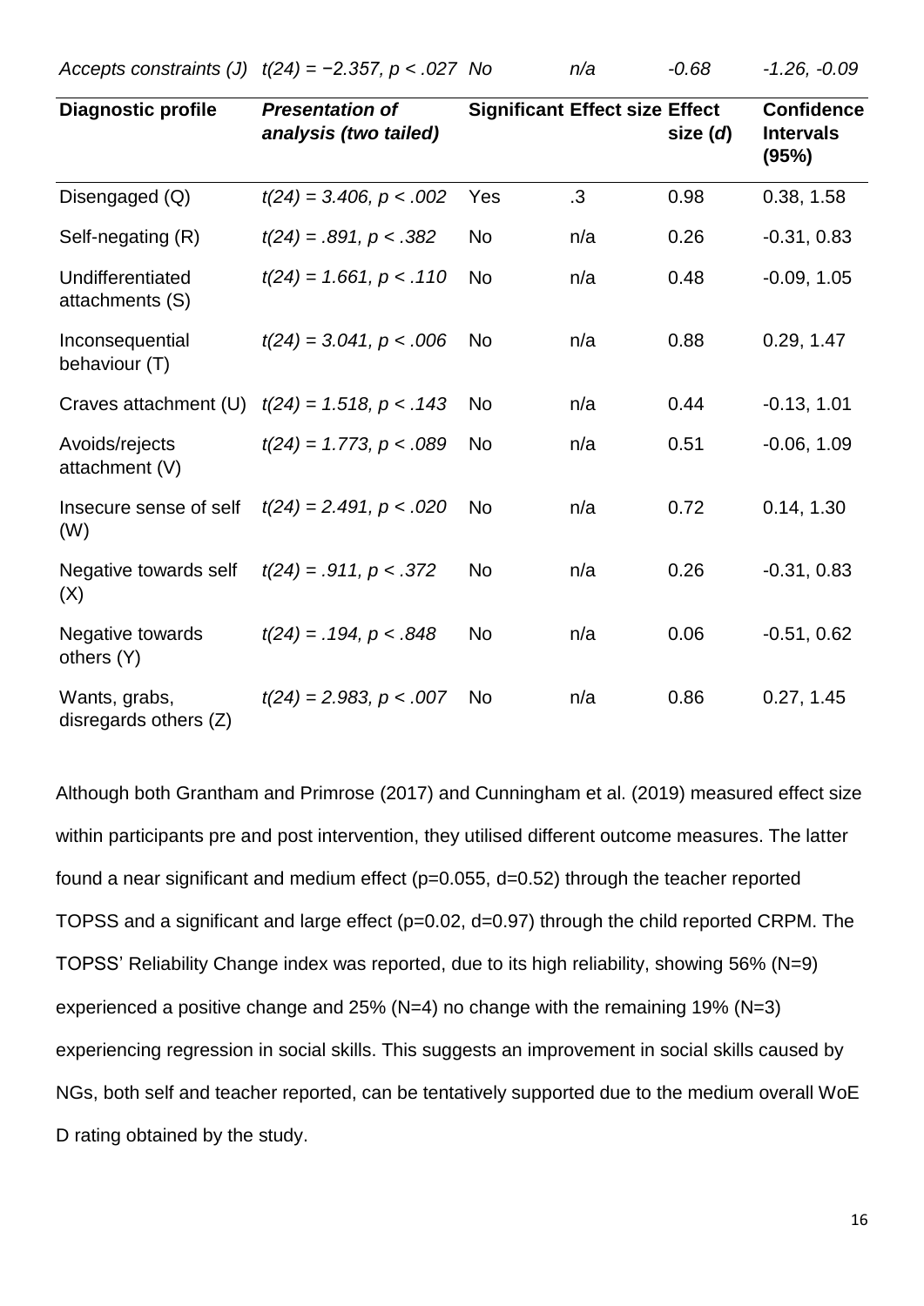| *Accepts constraints (J)* | *t(24) = −2.357, p < .027* | *No* | *n/a* | *-0.68* | *-1.26, -0.09* |
|---|---|---|---|---|---|
| **Diagnostic profile** | ***Presentation of analysis (two tailed)*** | **Significant** | **Effect size** | **Effect size (*d*)** | **Confidence Intervals (95%)** |
| Disengaged (Q) | *t(24) = 3.406, p < .002* | Yes | .3 | 0.98 | 0.38, 1.58 |
| Self-negating (R) | *t(24) = .891, p < .382* | No | n/a | 0.26 | -0.31, 0.83 |
| Undifferentiated attachments (S) | *t(24) = 1.661, p < .110* | No | n/a | 0.48 | -0.09, 1.05 |
| Inconsequential behaviour (T) | *t(24) = 3.041, p < .006* | No | n/a | 0.88 | 0.29, 1.47 |
| Craves attachment (U) | *t(24) = 1.518, p < .143* | No | n/a | 0.44 | -0.13, 1.01 |
| Avoids/rejects attachment (V) | *t(24) = 1.773, p < .089* | No | n/a | 0.51 | -0.06, 1.09 |
| Insecure sense of self (W) | *t(24) = 2.491, p < .020* | No | n/a | 0.72 | 0.14, 1.30 |
| Negative towards self (X) | *t(24) = .911, p < .372* | No | n/a | 0.26 | -0.31, 0.83 |
| Negative towards others (Y) | *t(24) = .194, p < .848* | No | n/a | 0.06 | -0.51, 0.62 |
| Wants, grabs, disregards others (Z) | *t(24) = 2.983, p < .007* | No | n/a | 0.86 | 0.27, 1.45 |

Although both Grantham and Primrose (2017) and Cunningham et al. (2019) measured effect size within participants pre and post intervention, they utilised different outcome measures. The latter found a near significant and medium effect (p=0.055, d=0.52) through the teacher reported TOPSS and a significant and large effect (p=0.02, d=0.97) through the child reported CRPM. The TOPSS' Reliability Change index was reported, due to its high reliability, showing 56% (N=9) experienced a positive change and 25% (N=4) no change with the remaining 19% (N=3) experiencing regression in social skills. This suggests an improvement in social skills caused by NGs, both self and teacher reported, can be tentatively supported due to the medium overall WoE D rating obtained by the study.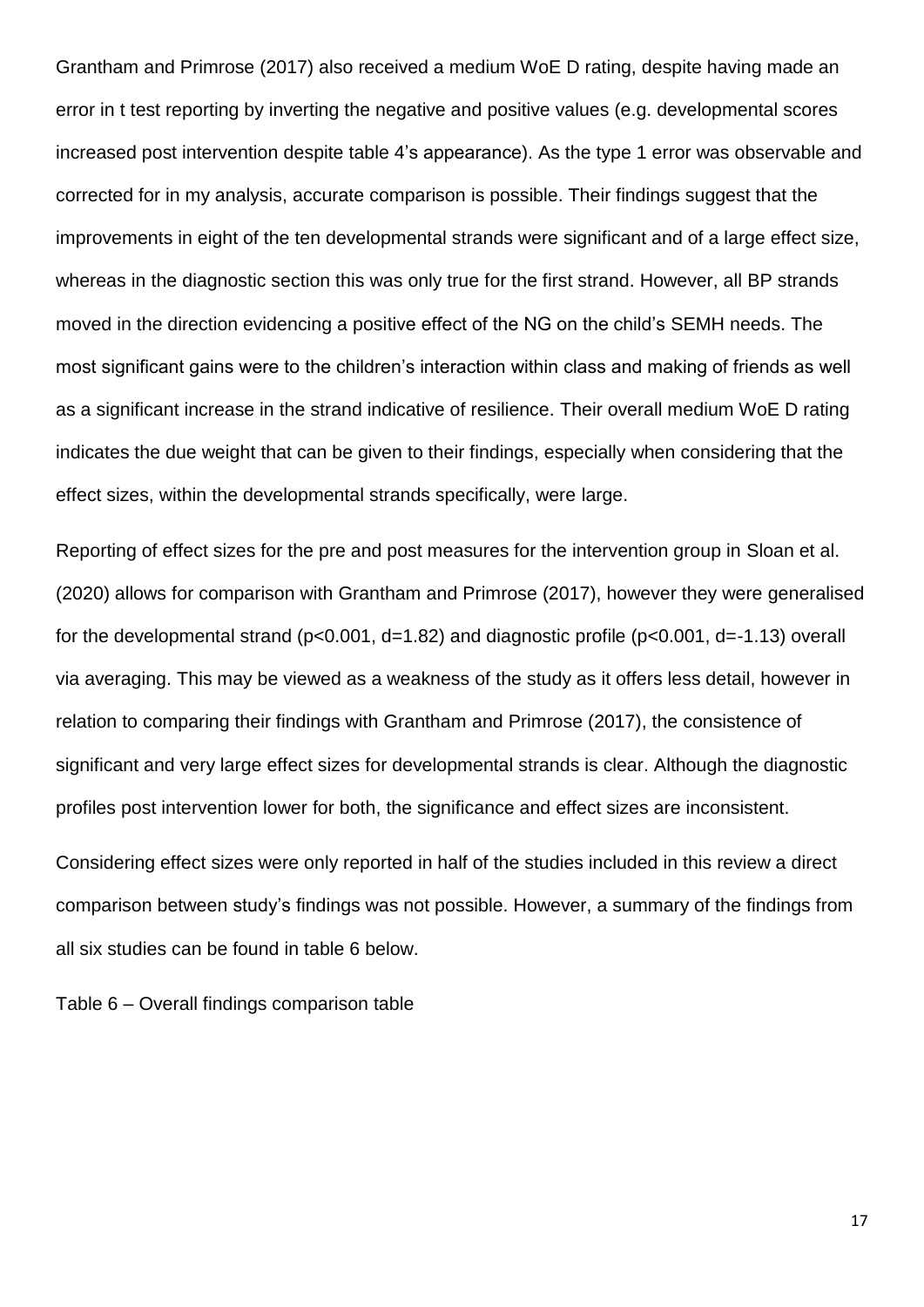Grantham and Primrose (2017) also received a medium WoE D rating, despite having made an error in t test reporting by inverting the negative and positive values (e.g. developmental scores increased post intervention despite table 4's appearance). As the type 1 error was observable and corrected for in my analysis, accurate comparison is possible. Their findings suggest that the improvements in eight of the ten developmental strands were significant and of a large effect size, whereas in the diagnostic section this was only true for the first strand. However, all BP strands moved in the direction evidencing a positive effect of the NG on the child's SEMH needs. The most significant gains were to the children's interaction within class and making of friends as well as a significant increase in the strand indicative of resilience. Their overall medium WoE D rating indicates the due weight that can be given to their findings, especially when considering that the effect sizes, within the developmental strands specifically, were large.

Reporting of effect sizes for the pre and post measures for the intervention group in Sloan et al. (2020) allows for comparison with Grantham and Primrose (2017), however they were generalised for the developmental strand ($p<0.001$, $d=1.82$) and diagnostic profile ($p<0.001$, $d=-1.13$) overall via averaging. This may be viewed as a weakness of the study as it offers less detail, however in relation to comparing their findings with Grantham and Primrose (2017), the consistence of significant and very large effect sizes for developmental strands is clear. Although the diagnostic profiles post intervention lower for both, the significance and effect sizes are inconsistent.

Considering effect sizes were only reported in half of the studies included in this review a direct comparison between study's findings was not possible. However, a summary of the findings from all six studies can be found in table 6 below.

Table 6 – Overall findings comparison table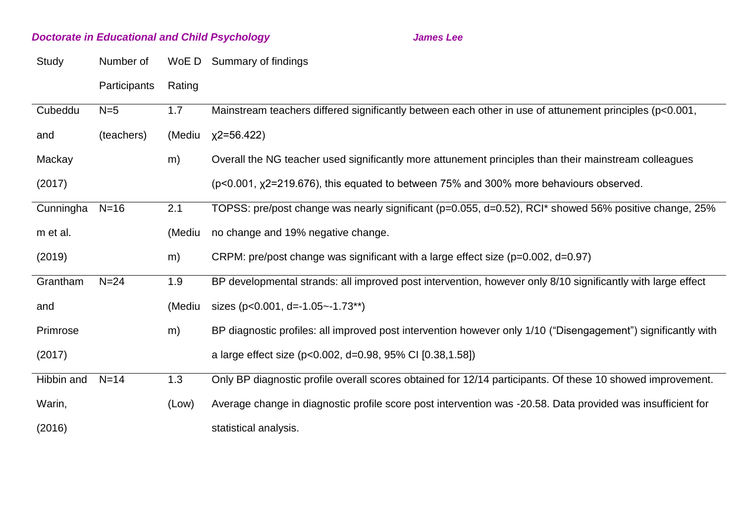| Study | Number of Participants | WoE D Rating | Summary of findings |
|---|---|---|---|
| Cubeddu and Mackay (2017) | N=5 (teachers) | 1.7 (Medium) | Mainstream teachers differed significantly between each other in use of attunement principles ($p<0.001$, $\chi2=56.422$) Overall the NG teacher used significantly more attunement principles than their mainstream colleagues ($p<0.001$, $\chi2=219.676$), this equated to between 75% and 300% more behaviours observed. |
| Cunningham et al. (2019) | N=16 | 2.1 (Medium) | TOPSS: pre/post change was nearly significant ($p=0.055$, $d=0.52$), RCI* showed 56% positive change, 25% no change and 19% negative change. CRPM: pre/post change was significant with a large effect size ($p=0.002$, $d=0.97$) |
| Grantham and Primrose (2017) | N=24 | 1.9 (Medium) | BP developmental strands: all improved post intervention, however only 8/10 significantly with large effect sizes ($p<0.001$, $d=-1.05$~$-1.73$**) BP diagnostic profiles: all improved post intervention however only 1/10 ("Disengagement") significantly with a large effect size ($p<0.002$, $d=0.98$, 95% CI [0.38,1.58]) |
| Hibbin and Warin, (2016) | N=14 | 1.3 (Low) | Only BP diagnostic profile overall scores obtained for 12/14 participants. Of these 10 showed improvement. Average change in diagnostic profile score post intervention was -20.58. Data provided was insufficient for statistical analysis. |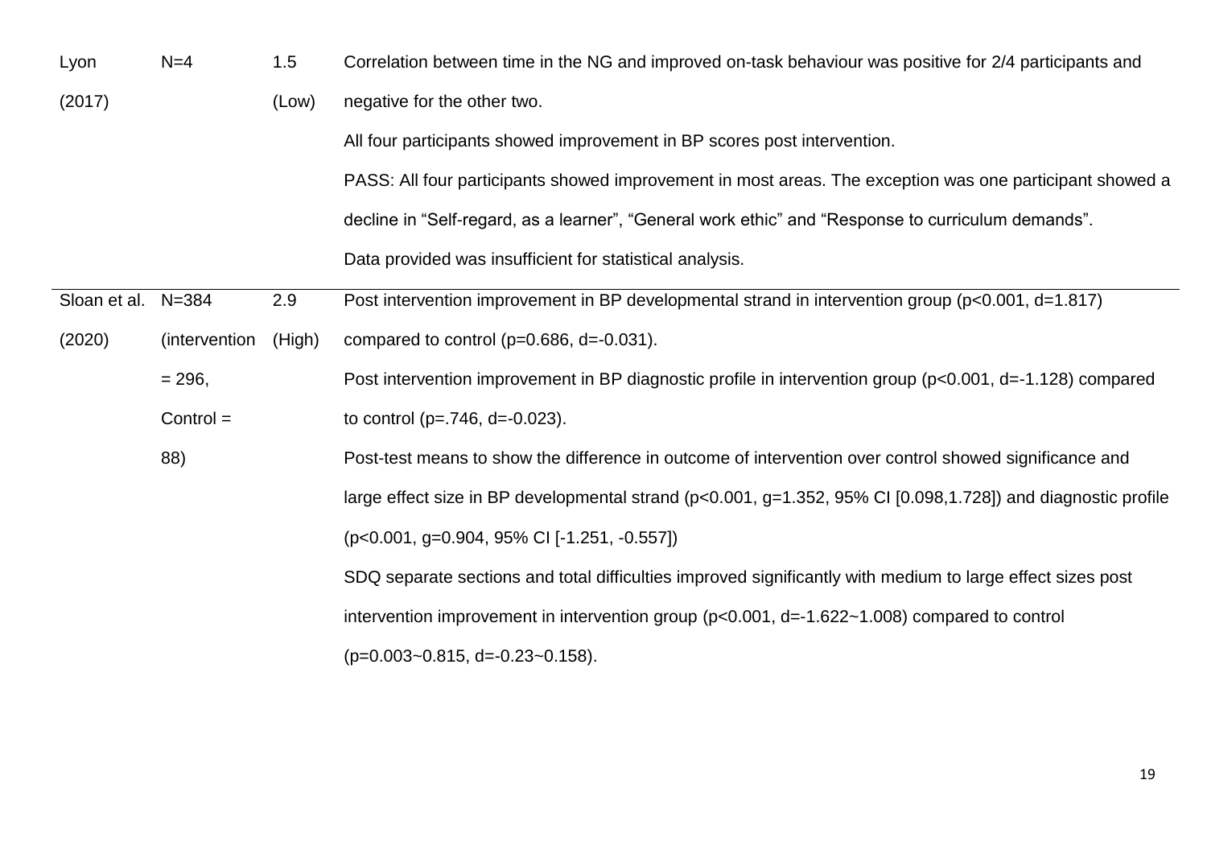| | | | |
|---|---|---|---|
| Lyon (2017) | N=4 | 1.5 (Low) | Correlation between time in the NG and improved on-task behaviour was positive for 2/4 participants and negative for the other two.<br>All four participants showed improvement in BP scores post intervention.<br>PASS: All four participants showed improvement in most areas. The exception was one participant showed a decline in "Self-regard, as a learner", "General work ethic" and "Response to curriculum demands".<br>Data provided was insufficient for statistical analysis. |
| Sloan et al. (2020) | N=384 (intervention = 296, Control = 88) | 2.9 (High) | Post intervention improvement in BP developmental strand in intervention group ($p<0.001$, $d=1.817$) compared to control ($p=0.686$, $d=-0.031$).<br>Post intervention improvement in BP diagnostic profile in intervention group ($p<0.001$, $d=-1.128$) compared to control ($p=.746$, $d=-0.023$).<br>Post-test means to show the difference in outcome of intervention over control showed significance and large effect size in BP developmental strand ($p<0.001$, $g=1.352$, 95% CI [0.098,1.728]) and diagnostic profile ($p<0.001$, $g=0.904$, 95% CI [-1.251, -0.557])<br>SDQ separate sections and total difficulties improved significantly with medium to large effect sizes post intervention improvement in intervention group ($p<0.001$, $d=-1.622$~$1.008$) compared to control ($p=0.003$~$0.815$, $d=-0.23$~$0.158$). |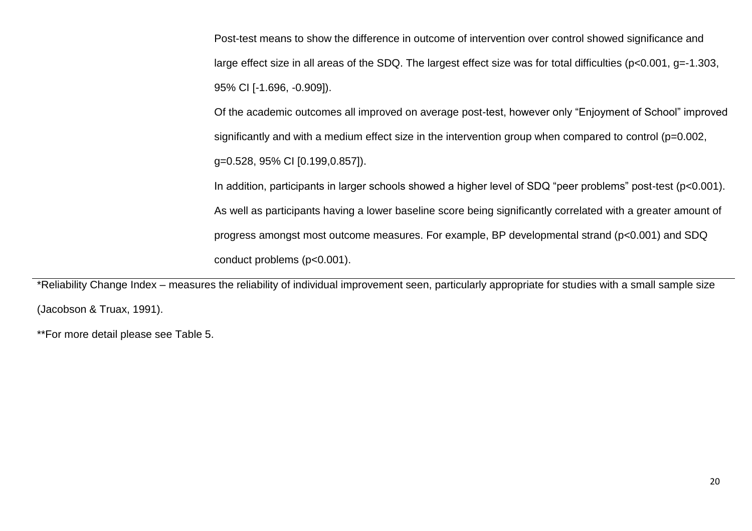Post-test means to show the difference in outcome of intervention over control showed significance and large effect size in all areas of the SDQ. The largest effect size was for total difficulties ($p<0.001$, $g=-1.303$, 95% CI [-1.696, -0.909]).

Of the academic outcomes all improved on average post-test, however only "Enjoyment of School" improved significantly and with a medium effect size in the intervention group when compared to control ($p=0.002$, $g=0.528$, 95% CI [0.199,0.857]).

In addition, participants in larger schools showed a higher level of SDQ "peer problems" post-test ($p<0.001$). As well as participants having a lower baseline score being significantly correlated with a greater amount of progress amongst most outcome measures. For example, BP developmental strand ($p<0.001$) and SDQ conduct problems ($p<0.001$).

---

*Reliability Change Index – measures the reliability of individual improvement seen, particularly appropriate for studies with a small sample size (Jacobson & Truax, 1991).

**For more detail please see Table 5.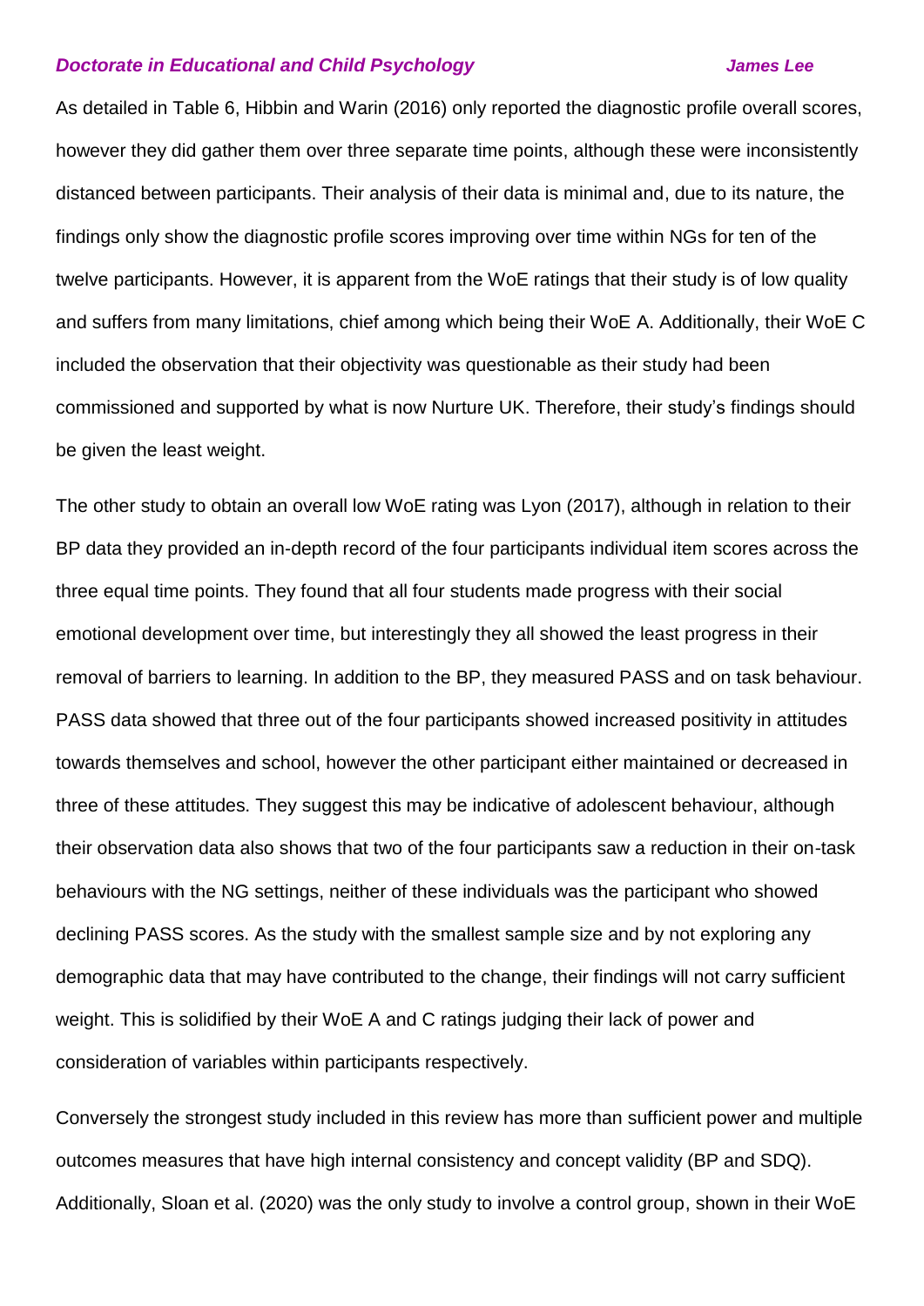As detailed in Table 6, Hibbin and Warin (2016) only reported the diagnostic profile overall scores, however they did gather them over three separate time points, although these were inconsistently distanced between participants. Their analysis of their data is minimal and, due to its nature, the findings only show the diagnostic profile scores improving over time within NGs for ten of the twelve participants. However, it is apparent from the WoE ratings that their study is of low quality and suffers from many limitations, chief among which being their WoE A. Additionally, their WoE C included the observation that their objectivity was questionable as their study had been commissioned and supported by what is now Nurture UK. Therefore, their study's findings should be given the least weight.

The other study to obtain an overall low WoE rating was Lyon (2017), although in relation to their BP data they provided an in-depth record of the four participants individual item scores across the three equal time points. They found that all four students made progress with their social emotional development over time, but interestingly they all showed the least progress in their removal of barriers to learning. In addition to the BP, they measured PASS and on task behaviour. PASS data showed that three out of the four participants showed increased positivity in attitudes towards themselves and school, however the other participant either maintained or decreased in three of these attitudes. They suggest this may be indicative of adolescent behaviour, although their observation data also shows that two of the four participants saw a reduction in their on-task behaviours with the NG settings, neither of these individuals was the participant who showed declining PASS scores. As the study with the smallest sample size and by not exploring any demographic data that may have contributed to the change, their findings will not carry sufficient weight. This is solidified by their WoE A and C ratings judging their lack of power and consideration of variables within participants respectively.

Conversely the strongest study included in this review has more than sufficient power and multiple outcomes measures that have high internal consistency and concept validity (BP and SDQ). Additionally, Sloan et al. (2020) was the only study to involve a control group, shown in their WoE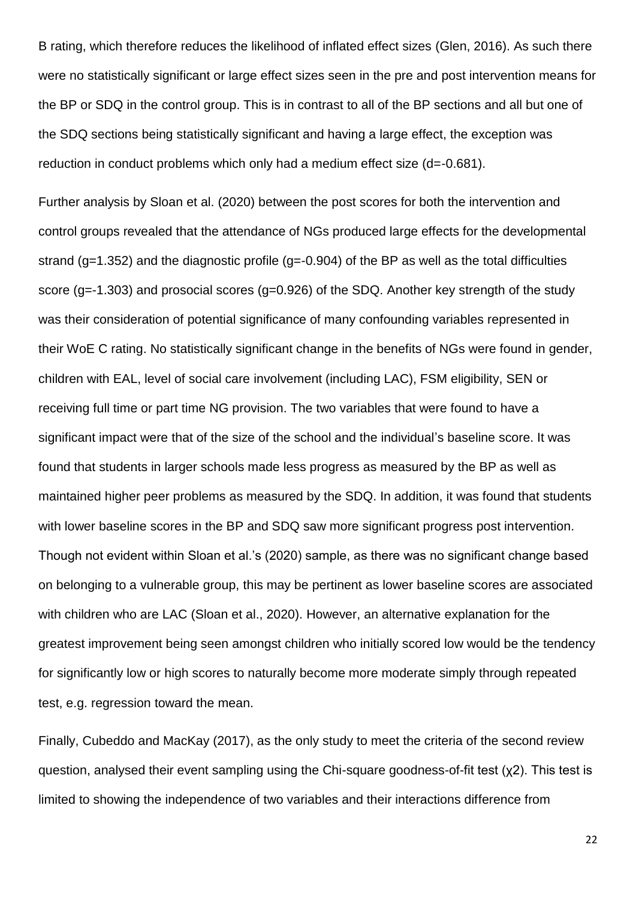B rating, which therefore reduces the likelihood of inflated effect sizes (Glen, 2016). As such there were no statistically significant or large effect sizes seen in the pre and post intervention means for the BP or SDQ in the control group. This is in contrast to all of the BP sections and all but one of the SDQ sections being statistically significant and having a large effect, the exception was reduction in conduct problems which only had a medium effect size ($d=-0.681$).

Further analysis by Sloan et al. (2020) between the post scores for both the intervention and control groups revealed that the attendance of NGs produced large effects for the developmental strand ($g=1.352$) and the diagnostic profile ($g=-0.904$) of the BP as well as the total difficulties score ($g=-1.303$) and prosocial scores ($g=0.926$) of the SDQ. Another key strength of the study was their consideration of potential significance of many confounding variables represented in their WoE C rating. No statistically significant change in the benefits of NGs were found in gender, children with EAL, level of social care involvement (including LAC), FSM eligibility, SEN or receiving full time or part time NG provision. The two variables that were found to have a significant impact were that of the size of the school and the individual's baseline score. It was found that students in larger schools made less progress as measured by the BP as well as maintained higher peer problems as measured by the SDQ. In addition, it was found that students with lower baseline scores in the BP and SDQ saw more significant progress post intervention. Though not evident within Sloan et al.'s (2020) sample, as there was no significant change based on belonging to a vulnerable group, this may be pertinent as lower baseline scores are associated with children who are LAC (Sloan et al., 2020). However, an alternative explanation for the greatest improvement being seen amongst children who initially scored low would be the tendency for significantly low or high scores to naturally become more moderate simply through repeated test, e.g. regression toward the mean.

Finally, Cubeddo and MacKay (2017), as the only study to meet the criteria of the second review question, analysed their event sampling using the Chi-square goodness-of-fit test ($\chi^2$). This test is limited to showing the independence of two variables and their interactions difference from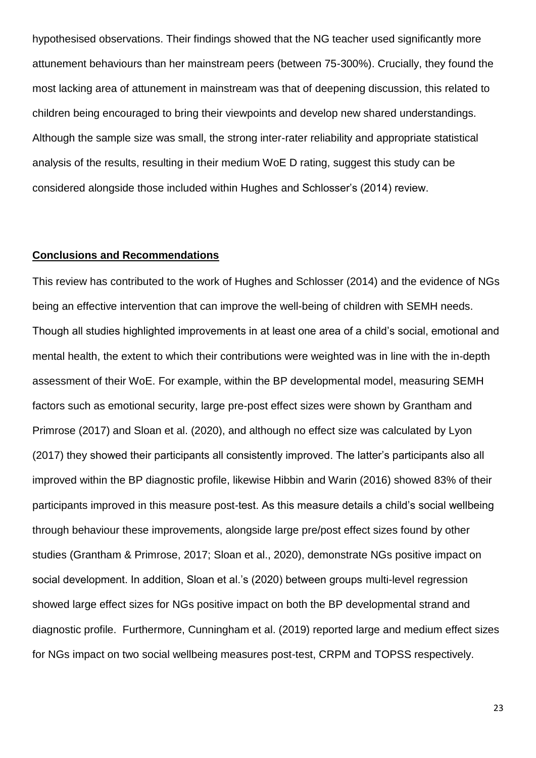hypothesised observations. Their findings showed that the NG teacher used significantly more attunement behaviours than her mainstream peers (between 75-300%). Crucially, they found the most lacking area of attunement in mainstream was that of deepening discussion, this related to children being encouraged to bring their viewpoints and develop new shared understandings. Although the sample size was small, the strong inter-rater reliability and appropriate statistical analysis of the results, resulting in their medium WoE D rating, suggest this study can be considered alongside those included within Hughes and Schlosser's (2014) review.

## **Conclusions and Recommendations**

This review has contributed to the work of Hughes and Schlosser (2014) and the evidence of NGs being an effective intervention that can improve the well-being of children with SEMH needs. Though all studies highlighted improvements in at least one area of a child's social, emotional and mental health, the extent to which their contributions were weighted was in line with the in-depth assessment of their WoE. For example, within the BP developmental model, measuring SEMH factors such as emotional security, large pre-post effect sizes were shown by Grantham and Primrose (2017) and Sloan et al. (2020), and although no effect size was calculated by Lyon (2017) they showed their participants all consistently improved. The latter's participants also all improved within the BP diagnostic profile, likewise Hibbin and Warin (2016) showed 83% of their participants improved in this measure post-test. As this measure details a child's social wellbeing through behaviour these improvements, alongside large pre/post effect sizes found by other studies (Grantham & Primrose, 2017; Sloan et al., 2020), demonstrate NGs positive impact on social development. In addition, Sloan et al.'s (2020) between groups multi-level regression showed large effect sizes for NGs positive impact on both the BP developmental strand and diagnostic profile. Furthermore, Cunningham et al. (2019) reported large and medium effect sizes for NGs impact on two social wellbeing measures post-test, CRPM and TOPSS respectively.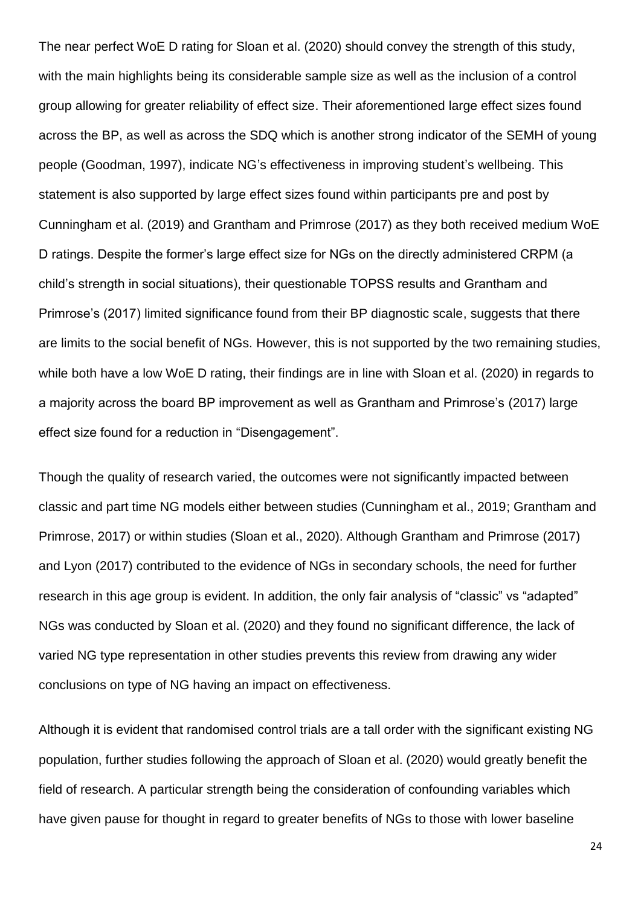The near perfect WoE D rating for Sloan et al. (2020) should convey the strength of this study, with the main highlights being its considerable sample size as well as the inclusion of a control group allowing for greater reliability of effect size. Their aforementioned large effect sizes found across the BP, as well as across the SDQ which is another strong indicator of the SEMH of young people (Goodman, 1997), indicate NG's effectiveness in improving student's wellbeing. This statement is also supported by large effect sizes found within participants pre and post by Cunningham et al. (2019) and Grantham and Primrose (2017) as they both received medium WoE D ratings. Despite the former's large effect size for NGs on the directly administered CRPM (a child's strength in social situations), their questionable TOPSS results and Grantham and Primrose's (2017) limited significance found from their BP diagnostic scale, suggests that there are limits to the social benefit of NGs. However, this is not supported by the two remaining studies, while both have a low WoE D rating, their findings are in line with Sloan et al. (2020) in regards to a majority across the board BP improvement as well as Grantham and Primrose's (2017) large effect size found for a reduction in "Disengagement".

Though the quality of research varied, the outcomes were not significantly impacted between classic and part time NG models either between studies (Cunningham et al., 2019; Grantham and Primrose, 2017) or within studies (Sloan et al., 2020). Although Grantham and Primrose (2017) and Lyon (2017) contributed to the evidence of NGs in secondary schools, the need for further research in this age group is evident. In addition, the only fair analysis of "classic" vs "adapted" NGs was conducted by Sloan et al. (2020) and they found no significant difference, the lack of varied NG type representation in other studies prevents this review from drawing any wider conclusions on type of NG having an impact on effectiveness.

Although it is evident that randomised control trials are a tall order with the significant existing NG population, further studies following the approach of Sloan et al. (2020) would greatly benefit the field of research. A particular strength being the consideration of confounding variables which have given pause for thought in regard to greater benefits of NGs to those with lower baseline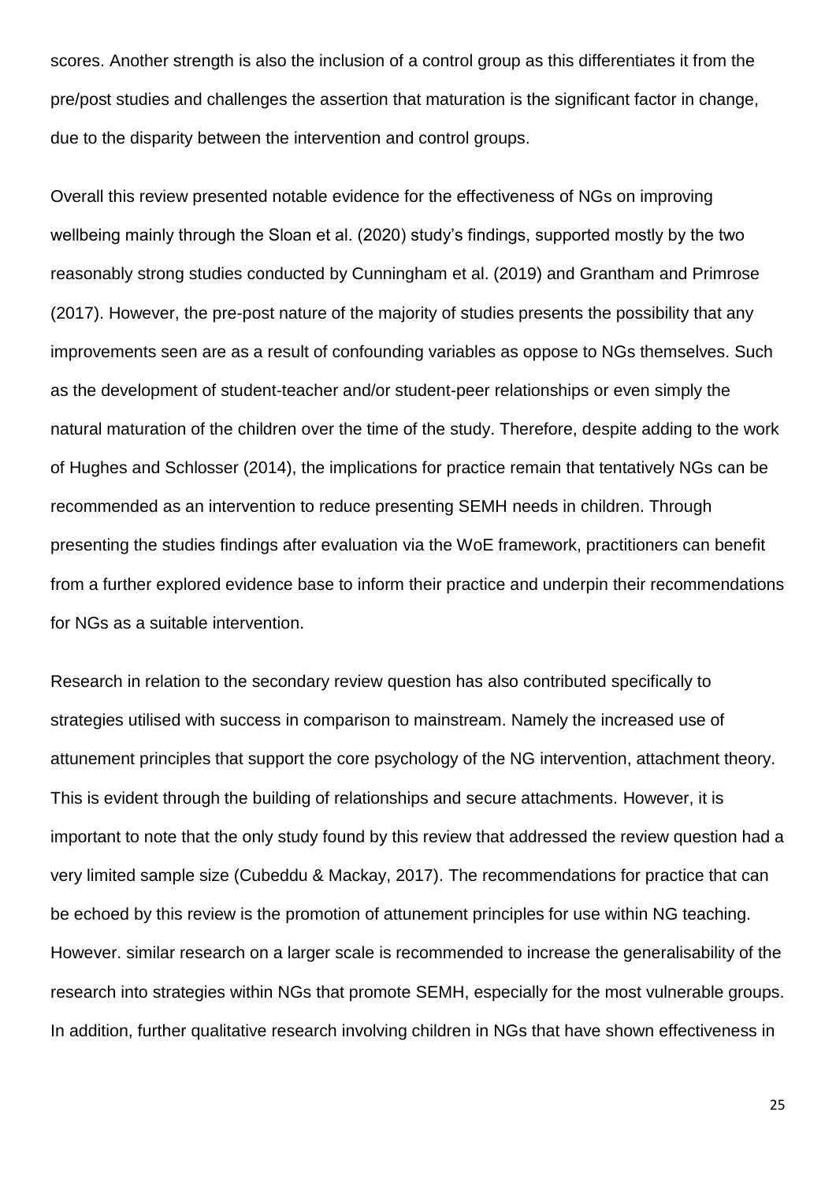scores. Another strength is also the inclusion of a control group as this differentiates it from the pre/post studies and challenges the assertion that maturation is the significant factor in change, due to the disparity between the intervention and control groups.

Overall this review presented notable evidence for the effectiveness of NGs on improving wellbeing mainly through the Sloan et al. (2020) study's findings, supported mostly by the two reasonably strong studies conducted by Cunningham et al. (2019) and Grantham and Primrose (2017). However, the pre-post nature of the majority of studies presents the possibility that any improvements seen are as a result of confounding variables as oppose to NGs themselves. Such as the development of student-teacher and/or student-peer relationships or even simply the natural maturation of the children over the time of the study. Therefore, despite adding to the work of Hughes and Schlosser (2014), the implications for practice remain that tentatively NGs can be recommended as an intervention to reduce presenting SEMH needs in children. Through presenting the studies findings after evaluation via the WoE framework, practitioners can benefit from a further explored evidence base to inform their practice and underpin their recommendations for NGs as a suitable intervention.

Research in relation to the secondary review question has also contributed specifically to strategies utilised with success in comparison to mainstream. Namely the increased use of attunement principles that support the core psychology of the NG intervention, attachment theory. This is evident through the building of relationships and secure attachments. However, it is important to note that the only study found by this review that addressed the review question had a very limited sample size (Cubeddu & Mackay, 2017). The recommendations for practice that can be echoed by this review is the promotion of attunement principles for use within NG teaching. However. similar research on a larger scale is recommended to increase the generalisability of the research into strategies within NGs that promote SEMH, especially for the most vulnerable groups. In addition, further qualitative research involving children in NGs that have shown effectiveness in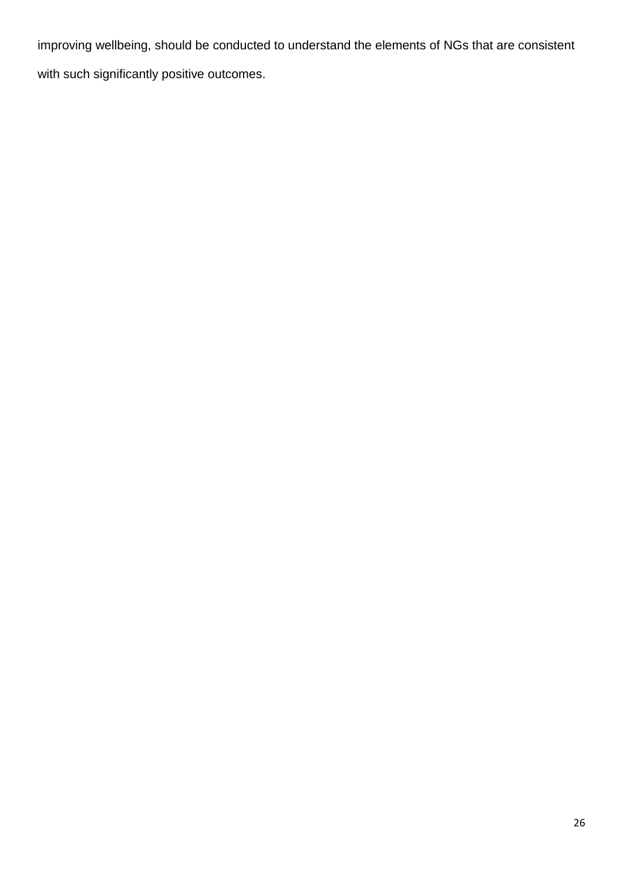improving wellbeing, should be conducted to understand the elements of NGs that are consistent with such significantly positive outcomes.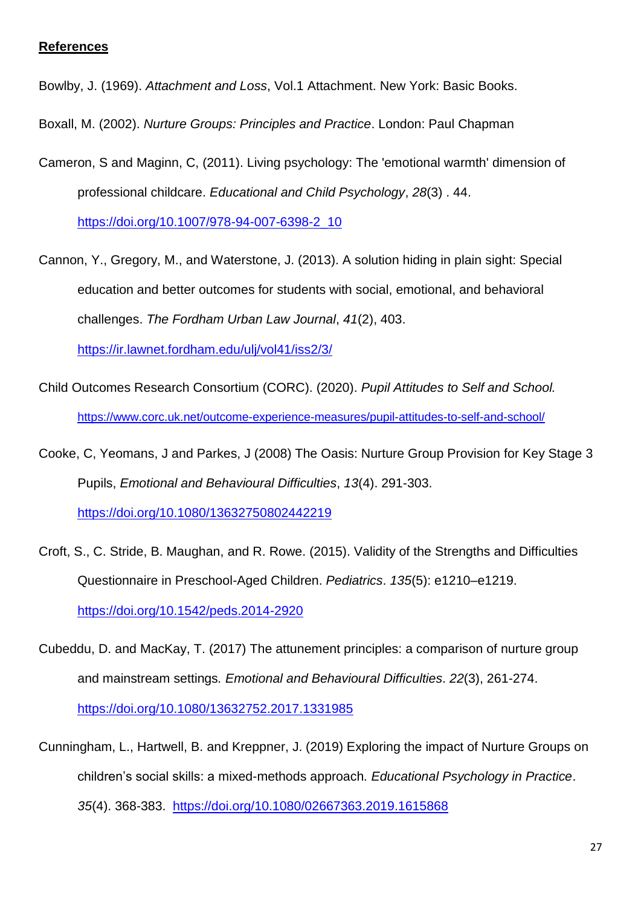**References**

Bowlby, J. (1969). *Attachment and Loss*, Vol.1 Attachment. New York: Basic Books.

Boxall, M. (2002). *Nurture Groups: Principles and Practice*. London: Paul Chapman

Cameron, S and Maginn, C, (2011). Living psychology: The 'emotional warmth' dimension of professional childcare. *Educational and Child Psychology*, *28*(3) . 44. https://doi.org/10.1007/978-94-007-6398-2_10

Cannon, Y., Gregory, M., and Waterstone, J. (2013). A solution hiding in plain sight: Special education and better outcomes for students with social, emotional, and behavioral challenges. *The Fordham Urban Law Journal*, *41*(2), 403. https://ir.lawnet.fordham.edu/ulj/vol41/iss2/3/

Child Outcomes Research Consortium (CORC). (2020). *Pupil Attitudes to Self and School.* https://www.corc.uk.net/outcome-experience-measures/pupil-attitudes-to-self-and-school/

Cooke, C, Yeomans, J and Parkes, J (2008) The Oasis: Nurture Group Provision for Key Stage 3 Pupils, *Emotional and Behavioural Difficulties*, *13*(4). 291-303. https://doi.org/10.1080/13632750802442219

Croft, S., C. Stride, B. Maughan, and R. Rowe. (2015). Validity of the Strengths and Difficulties Questionnaire in Preschool-Aged Children. *Pediatrics*. *135*(5): e1210–e1219. https://doi.org/10.1542/peds.2014-2920

Cubeddu, D. and MacKay, T. (2017) The attunement principles: a comparison of nurture group and mainstream settings*. Emotional and Behavioural Difficulties*. *22*(3), 261-274. https://doi.org/10.1080/13632752.2017.1331985

Cunningham, L., Hartwell, B. and Kreppner, J. (2019) Exploring the impact of Nurture Groups on children's social skills: a mixed-methods approach*. Educational Psychology in Practice*. *35*(4). 368-383. https://doi.org/10.1080/02667363.2019.1615868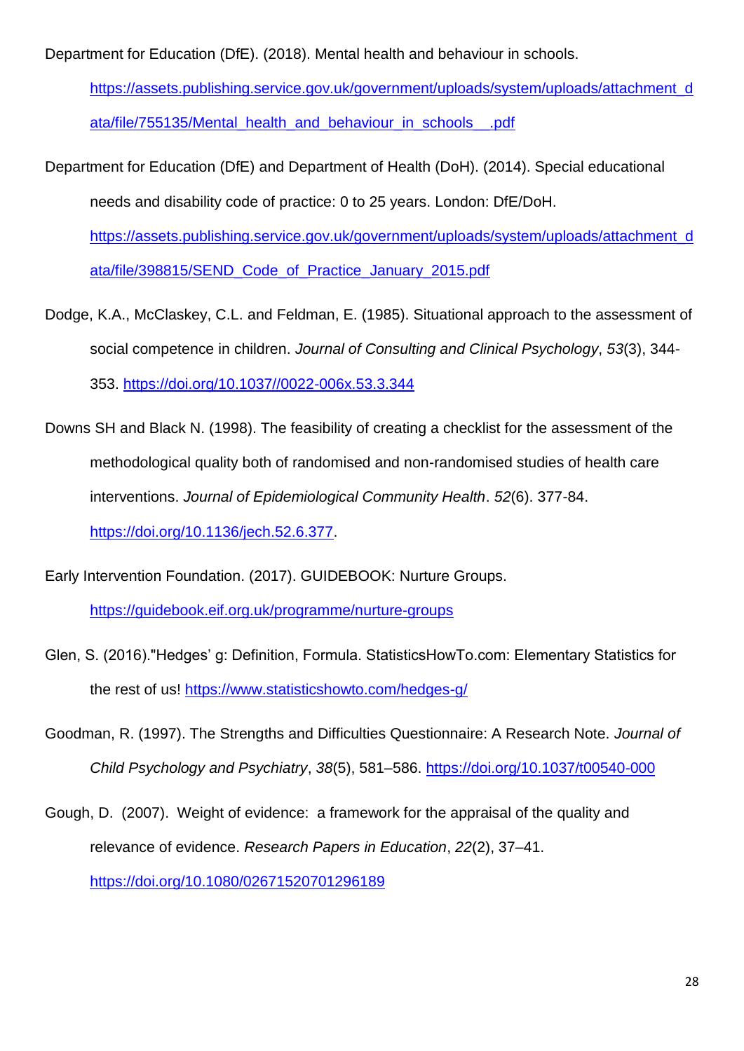Department for Education (DfE). (2018). Mental health and behaviour in schools. https://assets.publishing.service.gov.uk/government/uploads/system/uploads/attachment_data/file/755135/Mental_health_and_behaviour_in_schools__.pdf

Department for Education (DfE) and Department of Health (DoH). (2014). Special educational needs and disability code of practice: 0 to 25 years. London: DfE/DoH. https://assets.publishing.service.gov.uk/government/uploads/system/uploads/attachment_data/file/398815/SEND_Code_of_Practice_January_2015.pdf

Dodge, K.A., McClaskey, C.L. and Feldman, E. (1985). Situational approach to the assessment of social competence in children. *Journal of Consulting and Clinical Psychology*, *53*(3), 344-353. https://doi.org/10.1037//0022-006x.53.3.344

Downs SH and Black N. (1998). The feasibility of creating a checklist for the assessment of the methodological quality both of randomised and non-randomised studies of health care interventions. *Journal of Epidemiological Community Health*. *52*(6). 377-84. https://doi.org/10.1136/jech.52.6.377.

Early Intervention Foundation. (2017). GUIDEBOOK: Nurture Groups. https://guidebook.eif.org.uk/programme/nurture-groups

Glen, S. (2016)."Hedges' g: Definition, Formula. StatisticsHowTo.com: Elementary Statistics for the rest of us! https://www.statisticshowto.com/hedges-g/

Goodman, R. (1997). The Strengths and Difficulties Questionnaire: A Research Note. *Journal of Child Psychology and Psychiatry*, *38*(5), 581–586. https://doi.org/10.1037/t00540-000

Gough, D. (2007). Weight of evidence: a framework for the appraisal of the quality and relevance of evidence. *Research Papers in Education*, *22*(2), 37–41. https://doi.org/10.1080/02671520701296189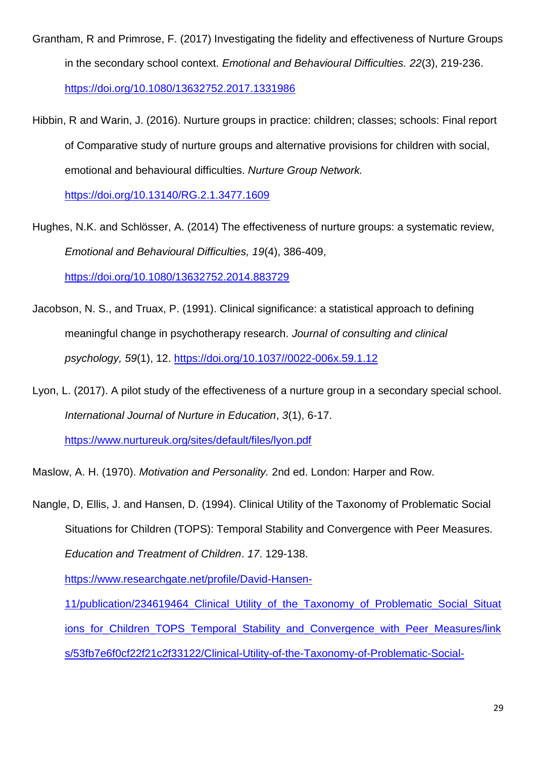Grantham, R and Primrose, F. (2017) Investigating the fidelity and effectiveness of Nurture Groups in the secondary school context. *Emotional and Behavioural Difficulties. 22*(3), 219-236. https://doi.org/10.1080/13632752.2017.1331986

Hibbin, R and Warin, J. (2016). Nurture groups in practice: children; classes; schools: Final report of Comparative study of nurture groups and alternative provisions for children with social, emotional and behavioural difficulties. *Nurture Group Network.* https://doi.org/10.13140/RG.2.1.3477.1609

Hughes, N.K. and Schlösser, A. (2014) The effectiveness of nurture groups: a systematic review, *Emotional and Behavioural Difficulties, 19*(4), 386-409, https://doi.org/10.1080/13632752.2014.883729

Jacobson, N. S., and Truax, P. (1991). Clinical significance: a statistical approach to defining meaningful change in psychotherapy research. *Journal of consulting and clinical psychology, 59*(1), 12. https://doi.org/10.1037//0022-006x.59.1.12

Lyon, L. (2017). A pilot study of the effectiveness of a nurture group in a secondary special school. *International Journal of Nurture in Education*, *3*(1), 6-17. https://www.nurtureuk.org/sites/default/files/lyon.pdf

Maslow, A. H. (1970). *Motivation and Personality.* 2nd ed. London: Harper and Row.

Nangle, D, Ellis, J. and Hansen, D. (1994). Clinical Utility of the Taxonomy of Problematic Social Situations for Children (TOPS): Temporal Stability and Convergence with Peer Measures. *Education and Treatment of Children*. *17*. 129-138. https://www.researchgate.net/profile/David-Hansen-11/publication/234619464_Clinical_Utility_of_the_Taxonomy_of_Problematic_Social_Situations_for_Children_TOPS_Temporal_Stability_and_Convergence_with_Peer_Measures/links/53fb7e6f0cf22f21c2f33122/Clinical-Utility-of-the-Taxonomy-of-Problematic-Social-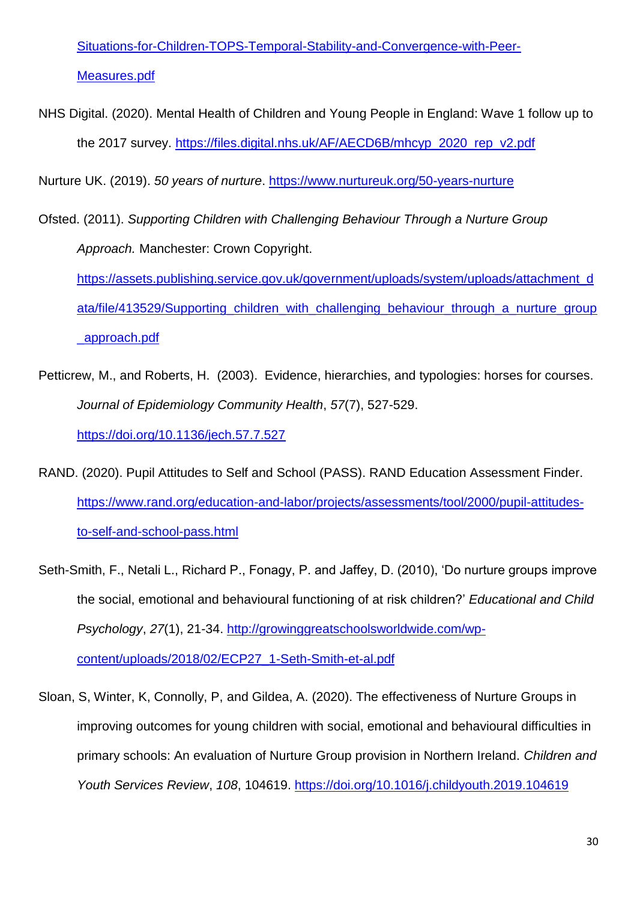Situations-for-Children-TOPS-Temporal-Stability-and-Convergence-with-Peer-Measures.pdf

NHS Digital. (2020). Mental Health of Children and Young People in England: Wave 1 follow up to the 2017 survey. https://files.digital.nhs.uk/AF/AECD6B/mhcyp_2020_rep_v2.pdf

Nurture UK. (2019). *50 years of nurture*. https://www.nurtureuk.org/50-years-nurture

Ofsted. (2011). *Supporting Children with Challenging Behaviour Through a Nurture Group Approach.* Manchester: Crown Copyright. https://assets.publishing.service.gov.uk/government/uploads/system/uploads/attachment_data/file/413529/Supporting_children_with_challenging_behaviour_through_a_nurture_group_approach.pdf

Petticrew, M., and Roberts, H. (2003). Evidence, hierarchies, and typologies: horses for courses. *Journal of Epidemiology Community Health*, *57*(7), 527-529. https://doi.org/10.1136/jech.57.7.527

RAND. (2020). Pupil Attitudes to Self and School (PASS). RAND Education Assessment Finder. https://www.rand.org/education-and-labor/projects/assessments/tool/2000/pupil-attitudes-to-self-and-school-pass.html

Seth-Smith, F., Netali L., Richard P., Fonagy, P. and Jaffey, D. (2010), 'Do nurture groups improve the social, emotional and behavioural functioning of at risk children?' *Educational and Child Psychology*, *27*(1), 21-34. http://growinggreatschoolsworldwide.com/wp-content/uploads/2018/02/ECP27_1-Seth-Smith-et-al.pdf

Sloan, S, Winter, K, Connolly, P, and Gildea, A. (2020). The effectiveness of Nurture Groups in improving outcomes for young children with social, emotional and behavioural difficulties in primary schools: An evaluation of Nurture Group provision in Northern Ireland. *Children and Youth Services Review*, *108*, 104619. https://doi.org/10.1016/j.childyouth.2019.104619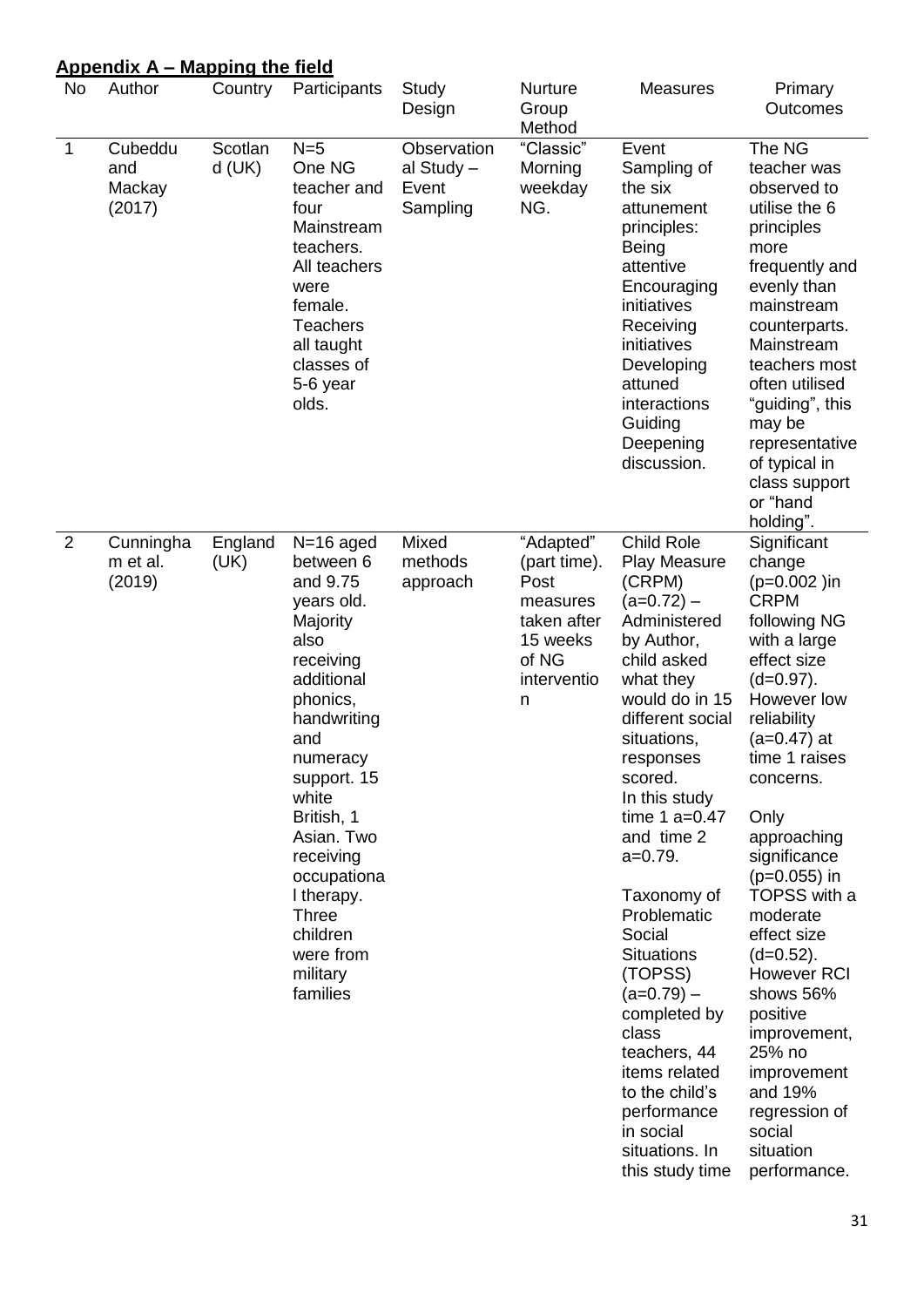## **Appendix A – Mapping the field**

| No | Author | Country | Participants | Study Design | Nurture Group Method | Measures | Primary Outcomes |
|---|---|---|---|---|---|---|---|
| 1 | Cubeddu and Mackay (2017) | Scotland (UK) | N=5 One NG teacher and four Mainstream teachers. All teachers were female. Teachers all taught classes of 5-6 year olds. | Observational Study – Event Sampling | "Classic" Morning weekday NG. | Event Sampling of the six attunement principles: Being attentive Encouraging initiatives Receiving initiatives Developing attuned interactions Guiding Deepening discussion. | The NG teacher was observed to utilise the 6 principles more frequently and evenly than mainstream counterparts. Mainstream teachers most often utilised "guiding", this may be representative of typical in class support or "hand holding". |
| 2 | Cunningham et al. (2019) | England (UK) | N=16 aged between 6 and 9.75 years old. Majority also receiving additional phonics, handwriting and numeracy support. 15 white British, 1 Asian. Two receiving occupational therapy. Three children were from military families | Mixed methods approach | "Adapted" (part time). Post measures taken after 15 weeks of NG intervention | Child Role Play Measure (CRPM) (a=0.72) – Administered by Author, child asked what they would do in 15 different social situations, responses scored. In this study time 1 a=0.47 and time 2 a=0.79. Taxonomy of Problematic Social Situations (TOPSS) (a=0.79) – completed by class teachers, 44 items related to the child's performance in social situations. In this study time | Significant change ($p=0.002$ )in CRPM following NG with a large effect size ($d=0.97$). However low reliability ($a=0.47$) at time 1 raises concerns. Only approaching significance ($p=0.055$) in TOPSS with a moderate effect size ($d=0.52$). However RCI shows 56% positive improvement, 25% no improvement and 19% regression of social situation performance. |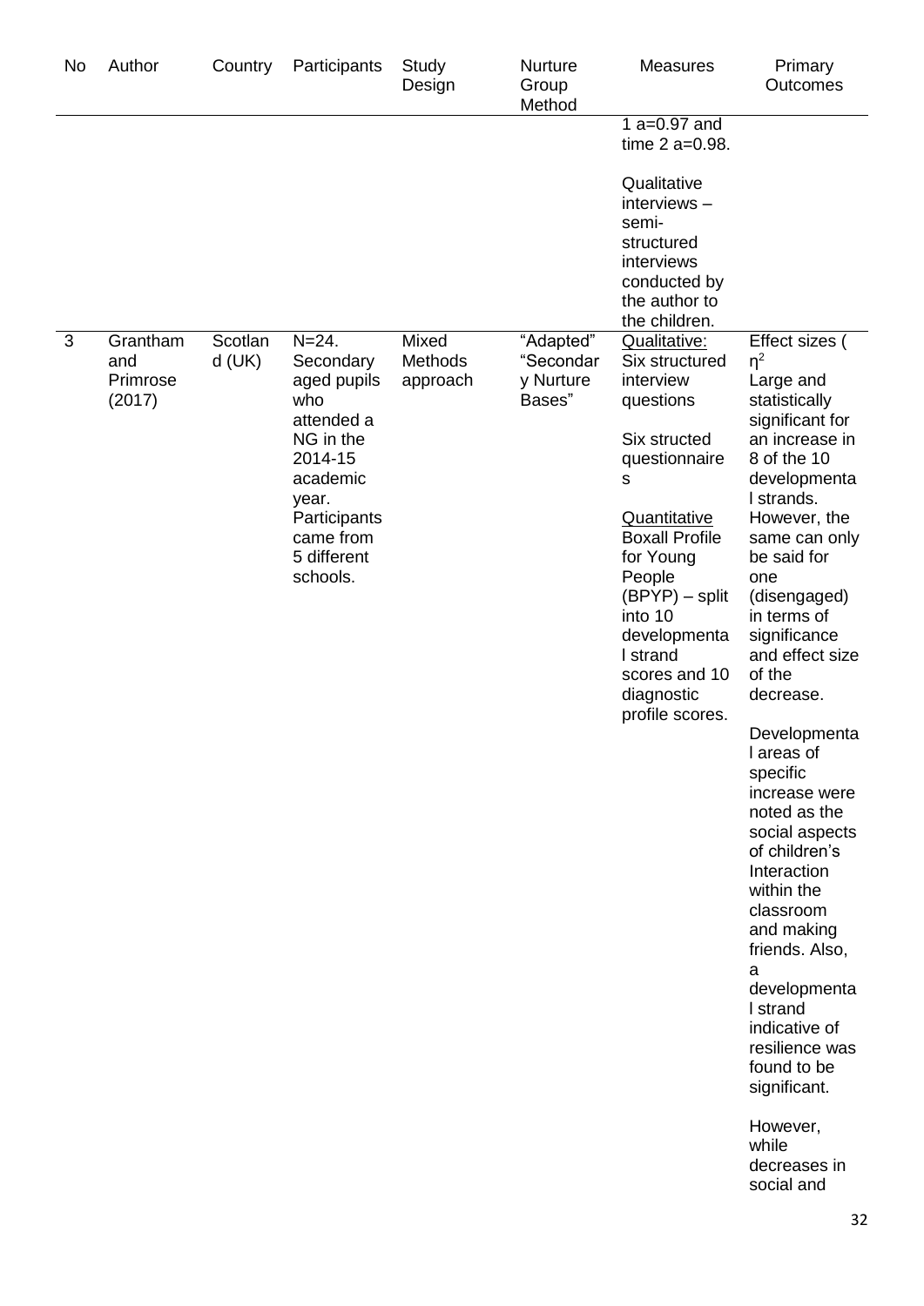| No | Author | Country | Participants | Study Design | Nurture Group Method | Measures | Primary Outcomes |
|---|---|---|---|---|---|---|---|
| | | | | | | 1 a=0.97 and time 2 a=0.98.<br><br>Qualitative interviews – semi-structured interviews conducted by the author to the children. | |
| 3 | Grantham and Primrose (2017) | Scotland (UK) | N=24. Secondary aged pupils who attended a NG in the 2014-15 academic year. Participants came from 5 different schools. | Mixed Methods approach | "Adapted" "Secondary Nurture Bases" | Qualitative: Six structured interview questions<br><br>Six structed questionnaires<br><br>Quantitative Boxall Profile for Young People (BPYP) – split into 10 developmental strand scores and 10 diagnostic profile scores. | Effect sizes ( $\eta^2$ Large and statistically significant for an increase in 8 of the 10 developmental strands. However, the same can only be said for one (disengaged) in terms of significance and effect size of the decrease.<br><br>Developmental areas of specific increase were noted as the social aspects of children's Interaction within the classroom and making friends. Also, a developmental strand indicative of resilience was found to be significant.<br><br>However, while decreases in social and |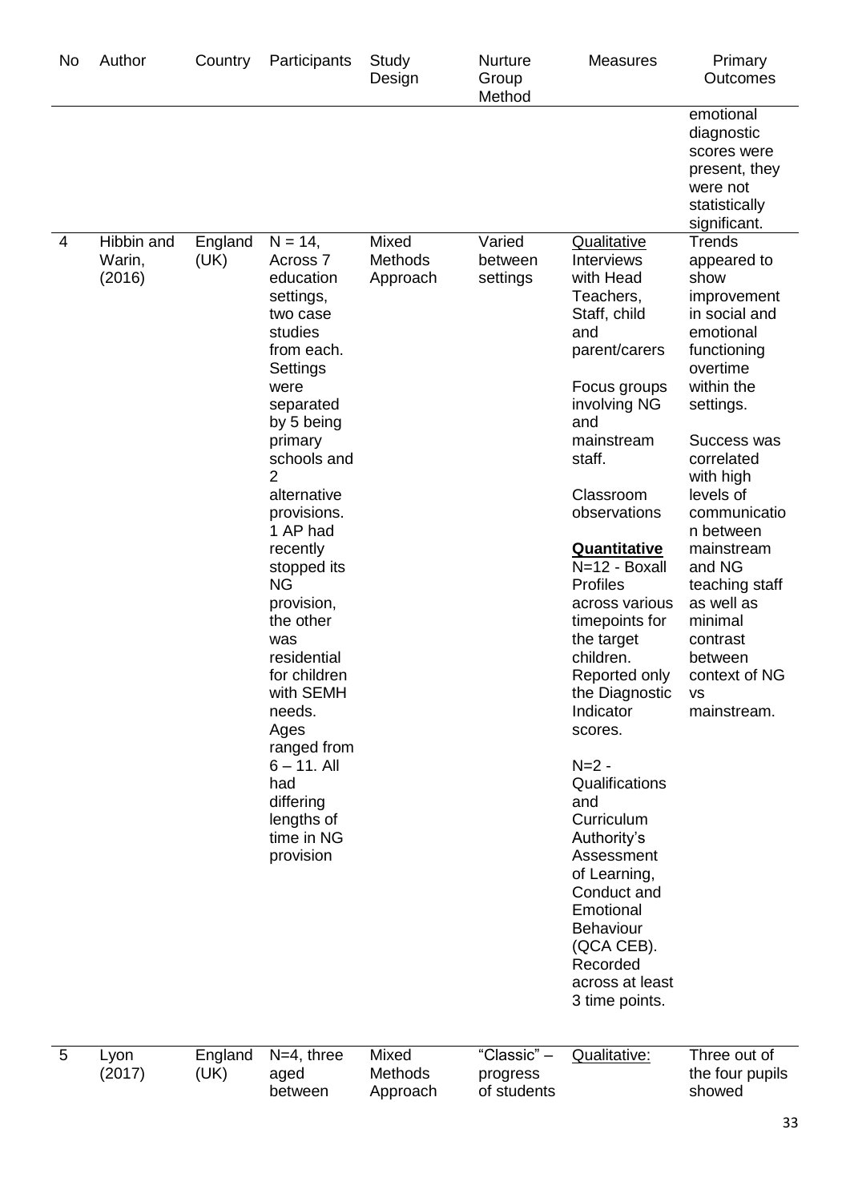| No | Author | Country | Participants | Study Design | Nurture Group Method | Measures | Primary Outcomes |
|---|---|---|---|---|---|---|---|
| | | | | | | | emotional diagnostic scores were present, they were not statistically significant. |
| 4 | Hibbin and Warin, (2016) | England (UK) | N = 14, Across 7 education settings, two case studies from each. Settings were separated by 5 being primary schools and 2 alternative provisions. 1 AP had recently stopped its NG provision, the other was residential for children with SEMH needs. Ages ranged from 6 – 11. All had differing lengths of time in NG provision | Mixed Methods Approach | Varied between settings | Qualitative<br>Interviews with Head Teachers, Staff, child and parent/carers<br><br>Focus groups involving NG and mainstream staff.<br><br>Classroom observations<br><br>**Quantitative**<br>N=12 - Boxall Profiles across various timepoints for the target children. Reported only the Diagnostic Indicator scores.<br><br>N=2 - Qualifications and Curriculum Authority's Assessment of Learning, Conduct and Emotional Behaviour (QCA CEB). Recorded across at least 3 time points. | Trends appeared to show improvement in social and emotional functioning overtime within the settings.<br><br>Success was correlated with high levels of communication between mainstream and NG teaching staff as well as minimal contrast between context of NG vs mainstream. |
| 5 | Lyon (2017) | England (UK) | N=4, three aged between | Mixed Methods Approach | "Classic" – progress of students | Qualitative: | Three out of the four pupils showed |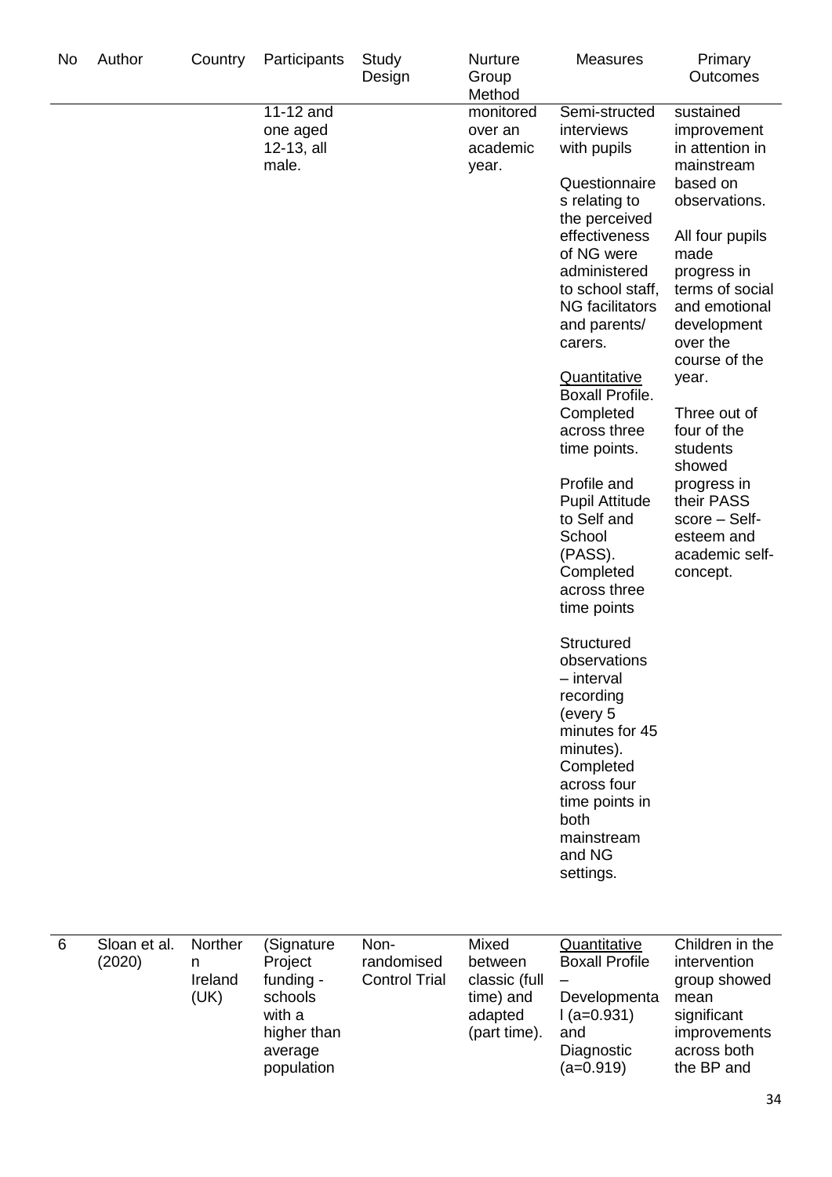| No | Author | Country | Participants | Study Design | Nurture Group Method | Measures | Primary Outcomes |
|---|---|---|---|---|---|---|---|
| | | | 11-12 and one aged 12-13, all male. | | monitored over an academic year. | Semi-structed interviews with pupils<br><br>Questionnaires relating to the perceived effectiveness of NG were administered to school staff, NG facilitators and parents/ carers.<br><br>Quantitative Boxall Profile. Completed across three time points.<br><br>Profile and Pupil Attitude to Self and School (PASS). Completed across three time points<br><br>Structured observations – interval recording (every 5 minutes for 45 minutes). Completed across four time points in both mainstream and NG settings. | sustained improvement in attention in mainstream based on observations.<br><br>All four pupils made progress in terms of social and emotional development over the course of the year.<br><br>Three out of four of the students showed progress in their PASS score – Self-esteem and academic self-concept. |
| 6 | Sloan et al. (2020) | Northern Ireland (UK) | (Signature Project funding - schools with a higher than average population | Non-randomised Control Trial | Mixed between classic (full time) and adapted (part time). | Quantitative Boxall Profile – Developmental (a=0.931) and Diagnostic (a=0.919) | Children in the intervention group showed mean significant improvements across both the BP and |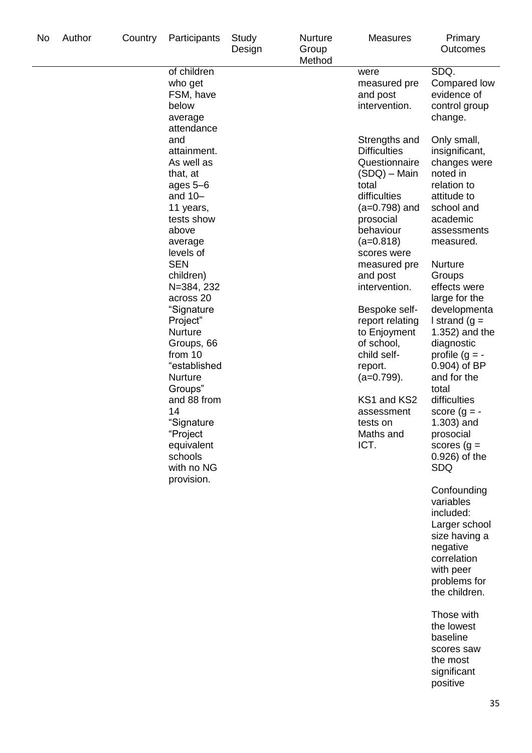| No | Author | Country | Participants | Study Design | Nurture Group Method | Measures | Primary Outcomes |
|---|---|---|---|---|---|---|---|
| | | | of children who get FSM, have below average attendance and attainment. As well as that, at ages 5–6 and 10–11 years, tests show above average levels of SEN children) N=384, 232 across 20 “Signature Project” Nurture Groups, 66 from 10 “established Nurture Groups” and 88 from 14 “Signature “Project equivalent schools with no NG provision. | | | were measured pre and post intervention.<br><br>Strengths and Difficulties Questionnaire (SDQ) – Main total difficulties (a=0.798) and prosocial behaviour (a=0.818) scores were measured pre and post intervention.<br><br>Bespoke self-report relating to Enjoyment of school, child self-report. (a=0.799).<br><br>KS1 and KS2 assessment tests on Maths and ICT. | SDQ. Compared low evidence of control group change.<br><br>Only small, insignificant, changes were noted in relation to attitude to school and academic assessments measured.<br><br>Nurture Groups effects were large for the developmental strand ($g = 1.352$) and the diagnostic profile ($g = -0.904$) of BP and for the total difficulties score ($g = -1.303$) and prosocial scores ($g = 0.926$) of the SDQ<br><br>Confounding variables included: Larger school size having a negative correlation with peer problems for the children.<br><br>Those with the lowest baseline scores saw the most significant positive |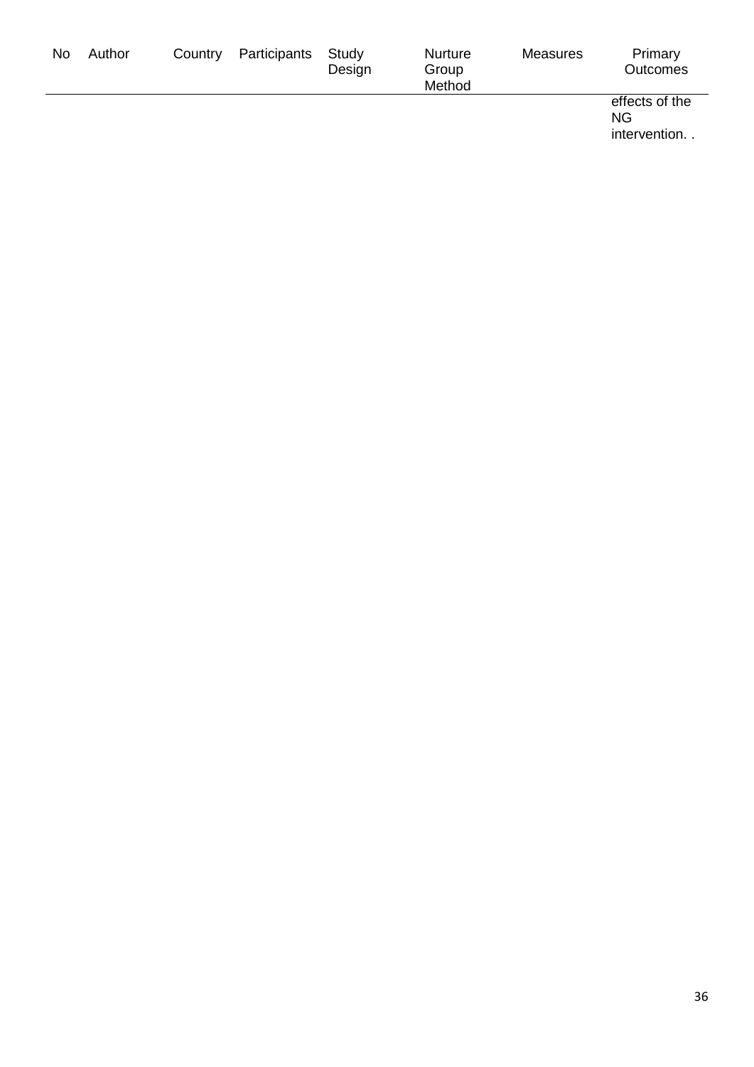| No | Author | Country | Participants | Study Design | Nurture Group Method | Measures | Primary Outcomes |
|---|---|---|---|---|---|---|---|
| | | | | | | | effects of the NG intervention. . |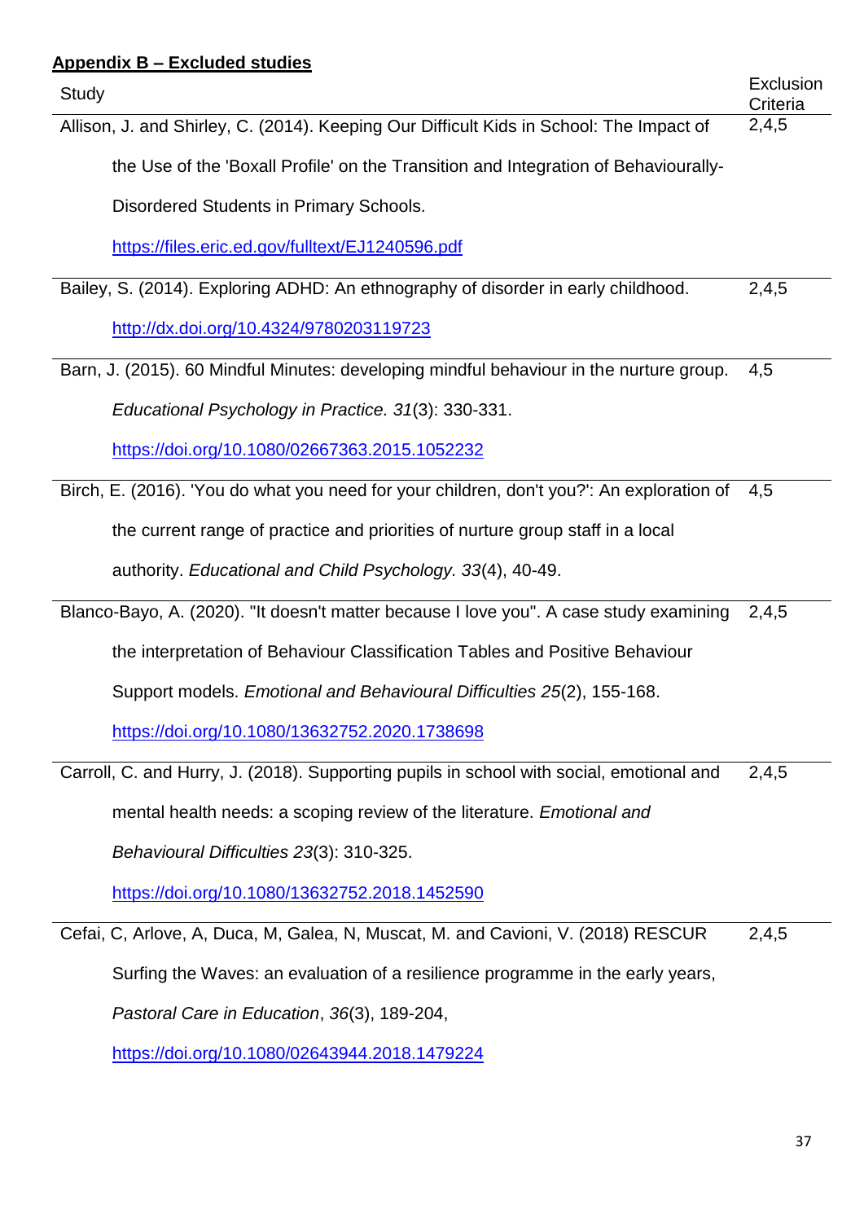**Appendix B – Excluded studies**

| Study | Exclusion Criteria |
| --- | --- |
| Allison, J. and Shirley, C. (2014). Keeping Our Difficult Kids in School: The Impact of the Use of the 'Boxall Profile' on the Transition and Integration of Behaviourally-Disordered Students in Primary Schools. https://files.eric.ed.gov/fulltext/EJ1240596.pdf | 2,4,5 |
| Bailey, S. (2014). Exploring ADHD: An ethnography of disorder in early childhood. http://dx.doi.org/10.4324/9780203119723 | 2,4,5 |
| Barn, J. (2015). 60 Mindful Minutes: developing mindful behaviour in the nurture group. *Educational Psychology in Practice. 31*(3): 330-331. https://doi.org/10.1080/02667363.2015.1052232 | 4,5 |
| Birch, E. (2016). 'You do what you need for your children, don't you?': An exploration of the current range of practice and priorities of nurture group staff in a local authority. *Educational and Child Psychology. 33*(4), 40-49. | 4,5 |
| Blanco-Bayo, A. (2020). "It doesn't matter because I love you". A case study examining the interpretation of Behaviour Classification Tables and Positive Behaviour Support models. *Emotional and Behavioural Difficulties 25*(2), 155-168. https://doi.org/10.1080/13632752.2020.1738698 | 2,4,5 |
| Carroll, C. and Hurry, J. (2018). Supporting pupils in school with social, emotional and mental health needs: a scoping review of the literature. *Emotional and Behavioural Difficulties 23*(3): 310-325. https://doi.org/10.1080/13632752.2018.1452590 | 2,4,5 |
| Cefai, C, Arlove, A, Duca, M, Galea, N, Muscat, M. and Cavioni, V. (2018) RESCUR Surfing the Waves: an evaluation of a resilience programme in the early years, *Pastoral Care in Education*, *36*(3), 189-204, https://doi.org/10.1080/02643944.2018.1479224 | 2,4,5 |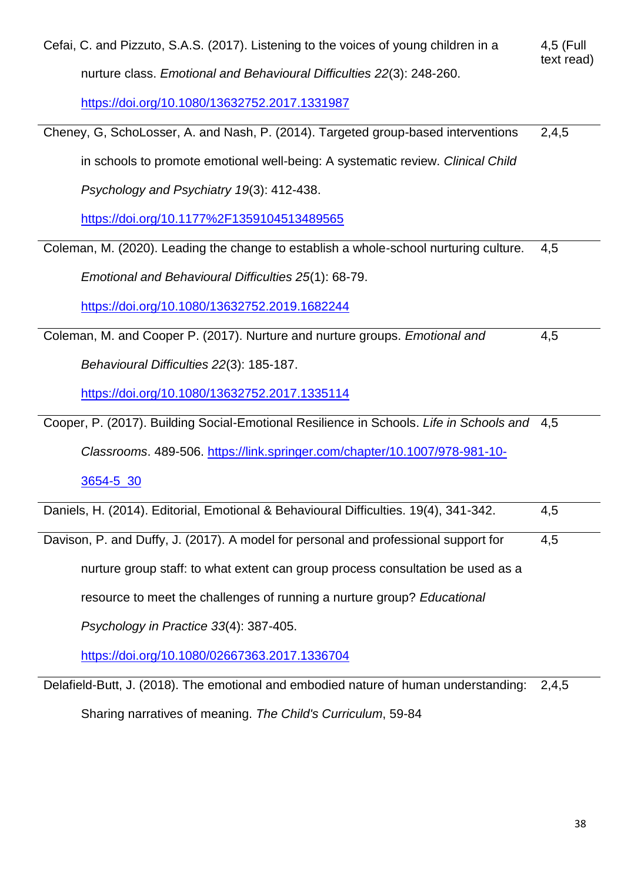| | |
|---|---|
| Cefai, C. and Pizzuto, S.A.S. (2017). Listening to the voices of young children in a nurture class. *Emotional and Behavioural Difficulties 22*(3): 248-260. https://doi.org/10.1080/13632752.2017.1331987 | 4,5 (Full text read) |
| Cheney, G, SchoLosser, A. and Nash, P. (2014). Targeted group-based interventions in schools to promote emotional well-being: A systematic review. *Clinical Child Psychology and Psychiatry 19*(3): 412-438. https://doi.org/10.1177%2F1359104513489565 | 2,4,5 |
| Coleman, M. (2020). Leading the change to establish a whole-school nurturing culture. *Emotional and Behavioural Difficulties 25*(1): 68-79. https://doi.org/10.1080/13632752.2019.1682244 | 4,5 |
| Coleman, M. and Cooper P. (2017). Nurture and nurture groups. *Emotional and Behavioural Difficulties 22*(3): 185-187. https://doi.org/10.1080/13632752.2017.1335114 | 4,5 |
| Cooper, P. (2017). Building Social-Emotional Resilience in Schools. *Life in Schools and Classrooms*. 489-506. https://link.springer.com/chapter/10.1007/978-981-10-3654-5_30 | 4,5 |
| Daniels, H. (2014). Editorial, Emotional & Behavioural Difficulties. 19(4), 341-342. | 4,5 |
| Davison, P. and Duffy, J. (2017). A model for personal and professional support for nurture group staff: to what extent can group process consultation be used as a resource to meet the challenges of running a nurture group? *Educational Psychology in Practice 33*(4): 387-405. https://doi.org/10.1080/02667363.2017.1336704 | 4,5 |
| Delafield-Butt, J. (2018). The emotional and embodied nature of human understanding: Sharing narratives of meaning. *The Child's Curriculum*, 59-84 | 2,4,5 |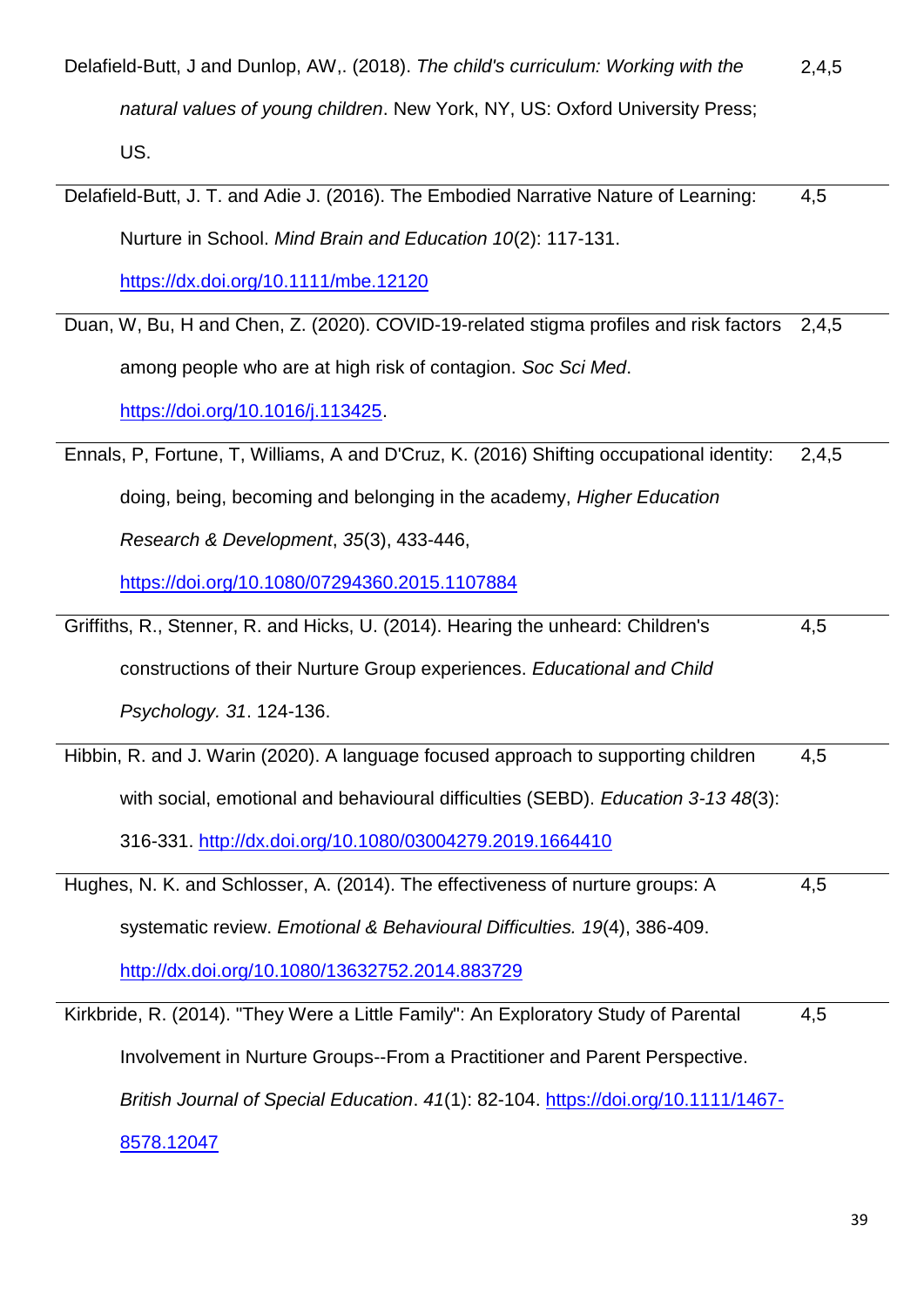| | |
|---|---|
| Delafield-Butt, J and Dunlop, AW,. (2018). *The child's curriculum: Working with the natural values of young children*. New York, NY, US: Oxford University Press; US. | 2,4,5 |
| Delafield-Butt, J. T. and Adie J. (2016). The Embodied Narrative Nature of Learning: Nurture in School. *Mind Brain and Education 10*(2): 117-131. https://dx.doi.org/10.1111/mbe.12120 | 4,5 |
| Duan, W, Bu, H and Chen, Z. (2020). COVID-19-related stigma profiles and risk factors among people who are at high risk of contagion. *Soc Sci Med*. https://doi.org/10.1016/j.113425. | 2,4,5 |
| Ennals, P, Fortune, T, Williams, A and D'Cruz, K. (2016) Shifting occupational identity: doing, being, becoming and belonging in the academy, *Higher Education Research & Development*, *35*(3), 433-446, https://doi.org/10.1080/07294360.2015.1107884 | 2,4,5 |
| Griffiths, R., Stenner, R. and Hicks, U. (2014). Hearing the unheard: Children's constructions of their Nurture Group experiences. *Educational and Child Psychology. 31*. 124-136. | 4,5 |
| Hibbin, R. and J. Warin (2020). A language focused approach to supporting children with social, emotional and behavioural difficulties (SEBD). *Education 3-13 48*(3): 316-331. http://dx.doi.org/10.1080/03004279.2019.1664410 | 4,5 |
| Hughes, N. K. and Schlosser, A. (2014). The effectiveness of nurture groups: A systematic review. *Emotional & Behavioural Difficulties. 19*(4), 386-409. http://dx.doi.org/10.1080/13632752.2014.883729 | 4,5 |
| Kirkbride, R. (2014). "They Were a Little Family": An Exploratory Study of Parental Involvement in Nurture Groups--From a Practitioner and Parent Perspective. *British Journal of Special Education*. *41*(1): 82-104. https://doi.org/10.1111/1467-8578.12047 | 4,5 |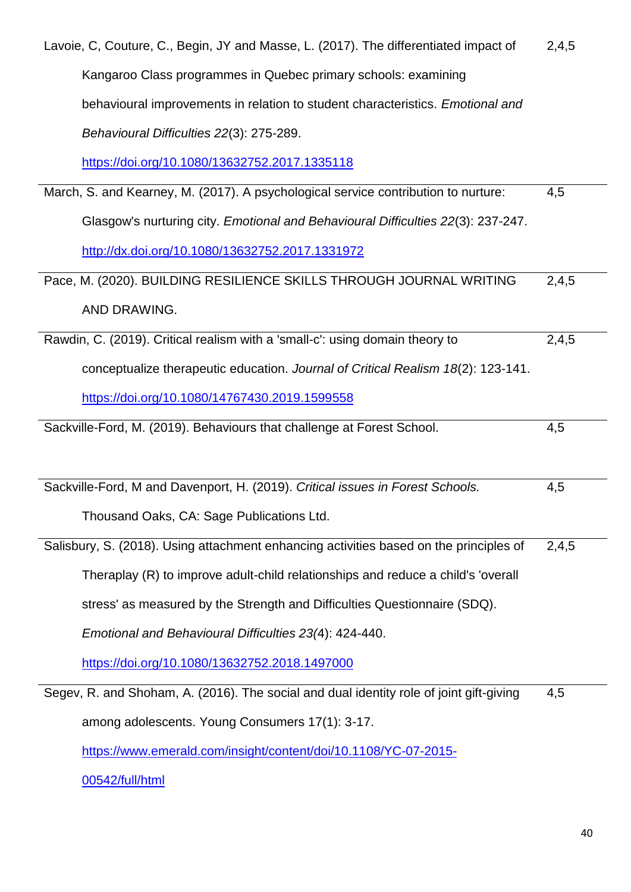| | |
|---|---|
| Lavoie, C, Couture, C., Begin, JY and Masse, L. (2017). The differentiated impact of Kangaroo Class programmes in Quebec primary schools: examining behavioural improvements in relation to student characteristics. *Emotional and Behavioural Difficulties 22*(3): 275-289. https://doi.org/10.1080/13632752.2017.1335118 | 2,4,5 |
| March, S. and Kearney, M. (2017). A psychological service contribution to nurture: Glasgow's nurturing city. *Emotional and Behavioural Difficulties 22*(3): 237-247. http://dx.doi.org/10.1080/13632752.2017.1331972 | 4,5 |
| Pace, M. (2020). BUILDING RESILIENCE SKILLS THROUGH JOURNAL WRITING AND DRAWING. | 2,4,5 |
| Rawdin, C. (2019). Critical realism with a 'small-c': using domain theory to conceptualize therapeutic education. *Journal of Critical Realism 18*(2): 123-141. https://doi.org/10.1080/14767430.2019.1599558 | 2,4,5 |
| Sackville-Ford, M. (2019). Behaviours that challenge at Forest School. | 4,5 |
| Sackville-Ford, M and Davenport, H. (2019). *Critical issues in Forest Schools.* Thousand Oaks, CA: Sage Publications Ltd. | 4,5 |
| Salisbury, S. (2018). Using attachment enhancing activities based on the principles of Theraplay (R) to improve adult-child relationships and reduce a child's 'overall stress' as measured by the Strength and Difficulties Questionnaire (SDQ). *Emotional and Behavioural Difficulties 23(*4): 424-440. https://doi.org/10.1080/13632752.2018.1497000 | 2,4,5 |
| Segev, R. and Shoham, A. (2016). The social and dual identity role of joint gift-giving among adolescents. Young Consumers 17(1): 3-17. https://www.emerald.com/insight/content/doi/10.1108/YC-07-2015-00542/full/html | 4,5 |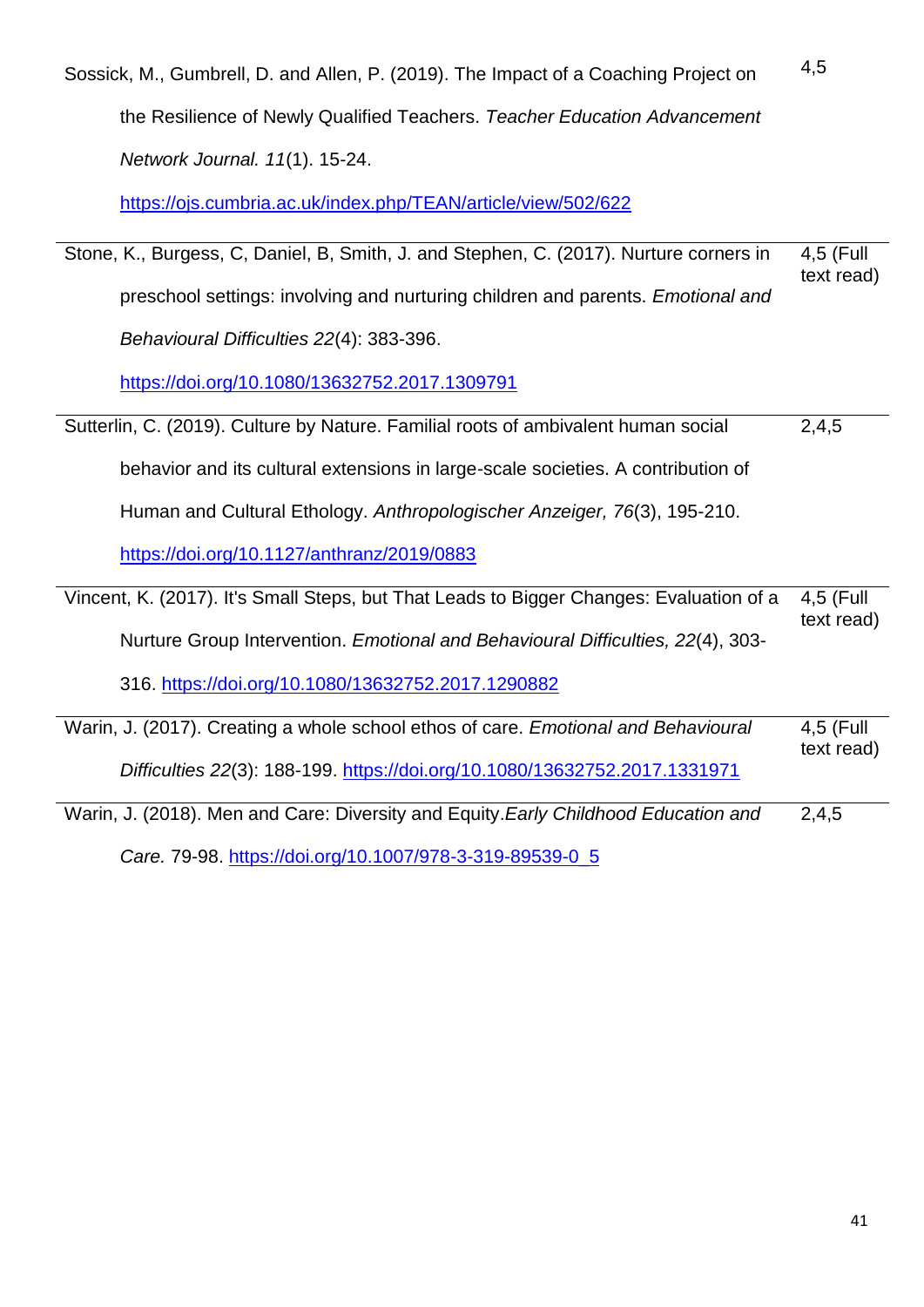| | |
|---|---|
| Sossick, M., Gumbrell, D. and Allen, P. (2019). The Impact of a Coaching Project on the Resilience of Newly Qualified Teachers. *Teacher Education Advancement Network Journal. 11*(1). 15-24. https://ojs.cumbria.ac.uk/index.php/TEAN/article/view/502/622 | 4,5 |
| Stone, K., Burgess, C, Daniel, B, Smith, J. and Stephen, C. (2017). Nurture corners in preschool settings: involving and nurturing children and parents. *Emotional and Behavioural Difficulties 22*(4): 383-396. https://doi.org/10.1080/13632752.2017.1309791 | 4,5 (Full text read) |
| Sutterlin, C. (2019). Culture by Nature. Familial roots of ambivalent human social behavior and its cultural extensions in large-scale societies. A contribution of Human and Cultural Ethology. *Anthropologischer Anzeiger, 76*(3), 195-210. https://doi.org/10.1127/anthranz/2019/0883 | 2,4,5 |
| Vincent, K. (2017). It's Small Steps, but That Leads to Bigger Changes: Evaluation of a Nurture Group Intervention. *Emotional and Behavioural Difficulties, 22*(4), 303-316. https://doi.org/10.1080/13632752.2017.1290882 | 4,5 (Full text read) |
| Warin, J. (2017). Creating a whole school ethos of care. *Emotional and Behavioural Difficulties 22*(3): 188-199. https://doi.org/10.1080/13632752.2017.1331971 | 4,5 (Full text read) |
| Warin, J. (2018). Men and Care: Diversity and Equity.*Early Childhood Education and Care.* 79-98. https://doi.org/10.1007/978-3-319-89539-0_5 | 2,4,5 |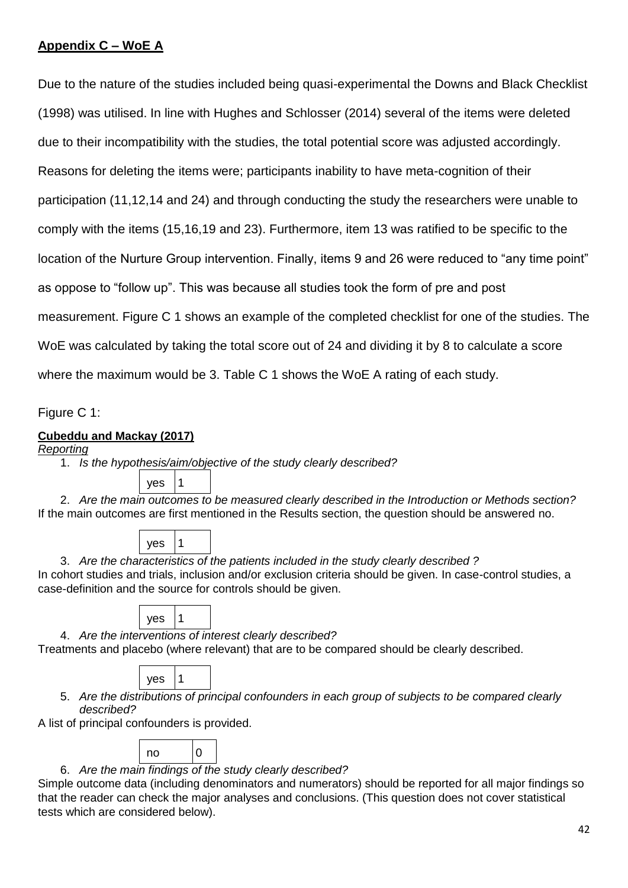**Appendix C – WoE A**

Due to the nature of the studies included being quasi-experimental the Downs and Black Checklist (1998) was utilised. In line with Hughes and Schlosser (2014) several of the items were deleted due to their incompatibility with the studies, the total potential score was adjusted accordingly. Reasons for deleting the items were; participants inability to have meta-cognition of their participation (11,12,14 and 24) and through conducting the study the researchers were unable to comply with the items (15,16,19 and 23). Furthermore, item 13 was ratified to be specific to the location of the Nurture Group intervention. Finally, items 9 and 26 were reduced to "any time point" as oppose to "follow up". This was because all studies took the form of pre and post measurement. Figure C 1 shows an example of the completed checklist for one of the studies. The WoE was calculated by taking the total score out of 24 and dividing it by 8 to calculate a score where the maximum would be 3. Table C 1 shows the WoE A rating of each study.

Figure C 1:

**Cubeddu and Mackay (2017)**

*Reporting*

1. *Is the hypothesis/aim/objective of the study clearly described?*

| yes | 1 |
|---|---|

2. *Are the main outcomes to be measured clearly described in the Introduction or Methods section?*

If the main outcomes are first mentioned in the Results section, the question should be answered no.

| yes | 1 |
|---|---|

3. *Are the characteristics of the patients included in the study clearly described ?*

In cohort studies and trials, inclusion and/or exclusion criteria should be given. In case-control studies, a case-definition and the source for controls should be given.

| yes | 1 |
|---|---|

4. *Are the interventions of interest clearly described?*

Treatments and placebo (where relevant) that are to be compared should be clearly described.

| yes | 1 |
|---|---|

5. *Are the distributions of principal confounders in each group of subjects to be compared clearly described?*

A list of principal confounders is provided.

| no | 0 |
|---|---|

6. *Are the main findings of the study clearly described?*

Simple outcome data (including denominators and numerators) should be reported for all major findings so that the reader can check the major analyses and conclusions. (This question does not cover statistical tests which are considered below).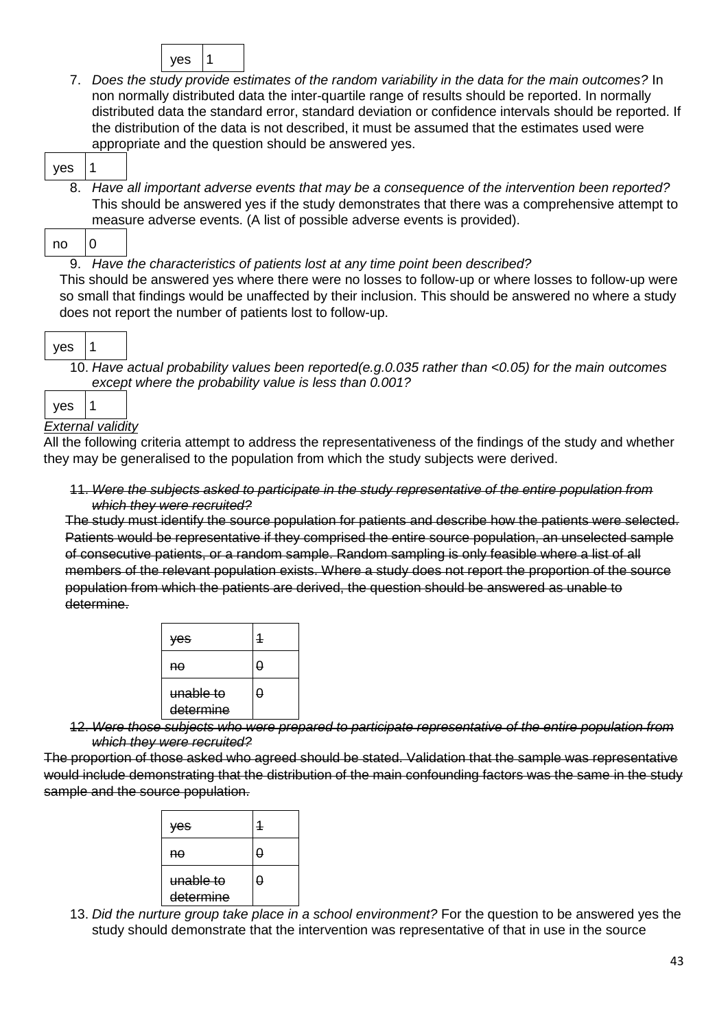| yes | 1 |
|---|---|

7. *Does the study provide estimates of the random variability in the data for the main outcomes?* In non normally distributed data the inter-quartile range of results should be reported. In normally distributed data the standard error, standard deviation or confidence intervals should be reported. If the distribution of the data is not described, it must be assumed that the estimates used were appropriate and the question should be answered yes.

| yes | 1 |
|---|---|

8. *Have all important adverse events that may be a consequence of the intervention been reported?* This should be answered yes if the study demonstrates that there was a comprehensive attempt to measure adverse events. (A list of possible adverse events is provided).

| no | 0 |
|---|---|

9. *Have the characteristics of patients lost at any time point been described?*

This should be answered yes where there were no losses to follow-up or where losses to follow-up were so small that findings would be unaffected by their inclusion. This should be answered no where a study does not report the number of patients lost to follow-up.

| yes | 1 |
|---|---|

10. *Have actual probability values been reported(e.g.0.035 rather than <0.05) for the main outcomes except where the probability value is less than 0.001?*

| yes | 1 |
|---|---|

*External validity*

All the following criteria attempt to address the representativeness of the findings of the study and whether they may be generalised to the population from which the study subjects were derived.

~~11. *Were the subjects asked to participate in the study representative of the entire population from which they were recruited?*~~

~~The study must identify the source population for patients and describe how the patients were selected. Patients would be representative if they comprised the entire source population, an unselected sample of consecutive patients, or a random sample. Random sampling is only feasible where a list of all members of the relevant population exists. Where a study does not report the proportion of the source population from which the patients are derived, the question should be answered as unable to determine.~~

| ~~yes~~ | ~~1~~ |
|---|---|
| ~~no~~ | ~~0~~ |
| ~~unable to determine~~ | ~~0~~ |

~~12. *Were those subjects who were prepared to participate representative of the entire population from which they were recruited?*~~

~~The proportion of those asked who agreed should be stated. Validation that the sample was representative would include demonstrating that the distribution of the main confounding factors was the same in the study sample and the source population.~~

| ~~yes~~ | ~~1~~ |
|---|---|
| ~~no~~ | ~~0~~ |
| ~~unable to determine~~ | ~~0~~ |

13. *Did the nurture group take place in a school environment?* For the question to be answered yes the study should demonstrate that the intervention was representative of that in use in the source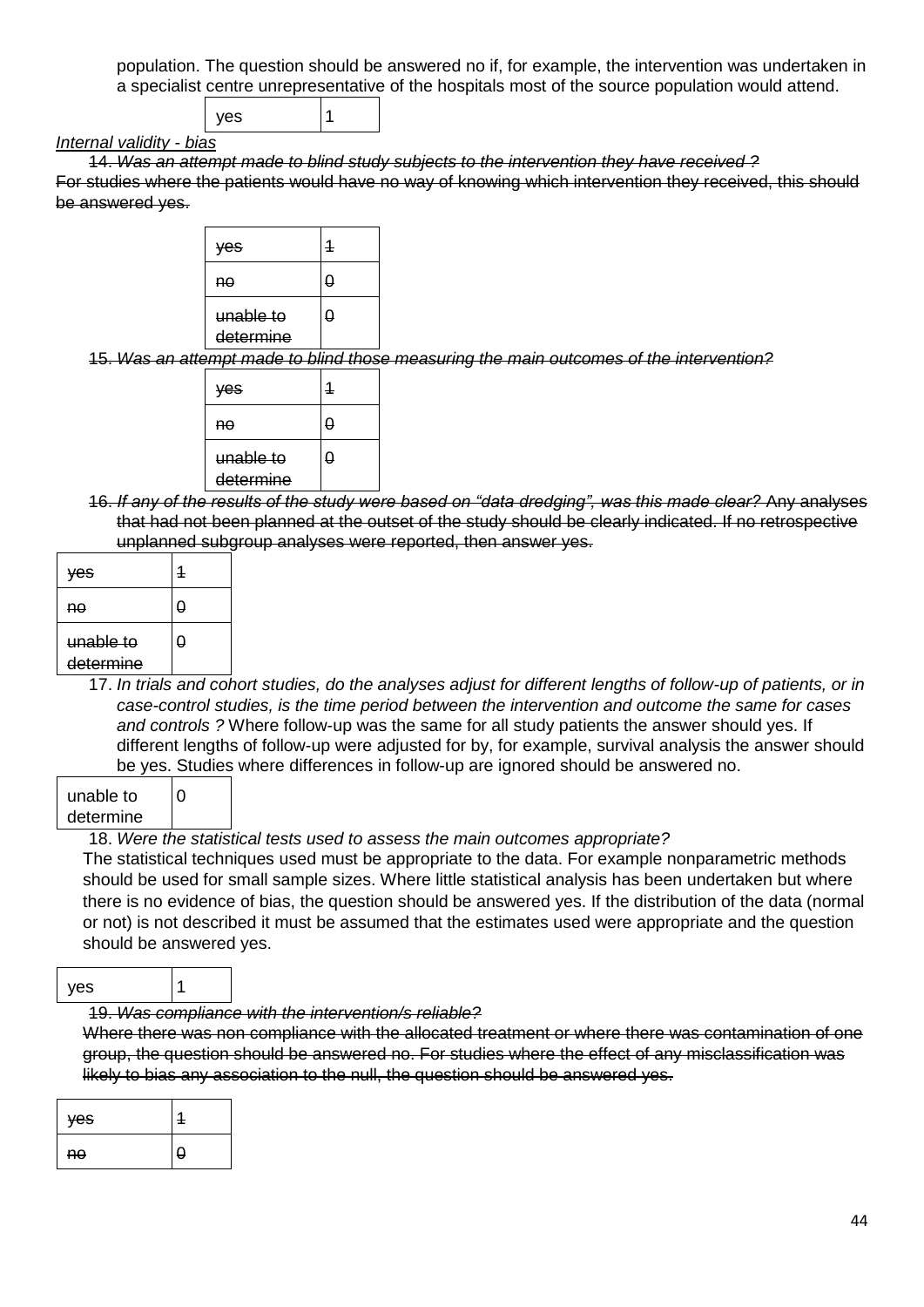population. The question should be answered no if, for example, the intervention was undertaken in a specialist centre unrepresentative of the hospitals most of the source population would attend.

| yes | 1 |
|---|---|

*Internal validity - bias*

~~14. *Was an attempt made to blind study subjects to the intervention they have received ?*~~
~~For studies where the patients would have no way of knowing which intervention they received, this should be answered yes.~~

| ~~yes~~ | ~~1~~ |
|---|---|
| ~~no~~ | ~~0~~ |
| ~~unable to determine~~ | ~~0~~ |

~~15. *Was an attempt made to blind those measuring the main outcomes of the intervention?*~~

| ~~yes~~ | ~~1~~ |
|---|---|
| ~~no~~ | ~~0~~ |
| ~~unable to determine~~ | ~~0~~ |

~~16. *If any of the results of the study were based on "data dredging", was this made clear?* Any analyses that had not been planned at the outset of the study should be clearly indicated. If no retrospective unplanned subgroup analyses were reported, then answer yes.~~

| ~~yes~~ | ~~1~~ |
|---|---|
| ~~no~~ | ~~0~~ |
| ~~unable to determine~~ | ~~0~~ |

17. *In trials and cohort studies, do the analyses adjust for different lengths of follow-up of patients, or in case-control studies, is the time period between the intervention and outcome the same for cases and controls ?* Where follow-up was the same for all study patients the answer should yes. If different lengths of follow-up were adjusted for by, for example, survival analysis the answer should be yes. Studies where differences in follow-up are ignored should be answered no.

| unable to determine | 0 |
|---|---|

18. *Were the statistical tests used to assess the main outcomes appropriate?*
The statistical techniques used must be appropriate to the data. For example nonparametric methods should be used for small sample sizes. Where little statistical analysis has been undertaken but where there is no evidence of bias, the question should be answered yes. If the distribution of the data (normal or not) is not described it must be assumed that the estimates used were appropriate and the question should be answered yes.

| yes | 1 |
|---|---|

~~19. *Was compliance with the intervention/s reliable?*~~
~~Where there was non compliance with the allocated treatment or where there was contamination of one group, the question should be answered no. For studies where the effect of any misclassification was likely to bias any association to the null, the question should be answered yes.~~

| ~~yes~~ | ~~1~~ |
|---|---|
| ~~no~~ | ~~0~~ |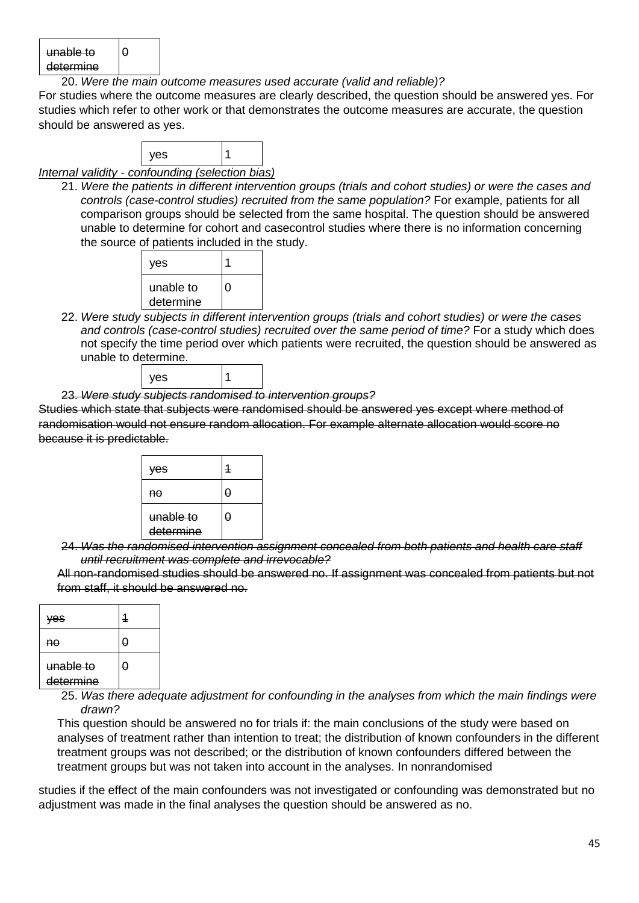| ~~unable to determine~~ | ~~0~~ |
|---|---|

20. *Were the main outcome measures used accurate (valid and reliable)?*

For studies where the outcome measures are clearly described, the question should be answered yes. For studies which refer to other work or that demonstrates the outcome measures are accurate, the question should be answered as yes.

| yes | 1 |
|---|---|

*Internal validity - confounding (selection bias)*

21. *Were the patients in different intervention groups (trials and cohort studies) or were the cases and controls (case-control studies) recruited from the same population?* For example, patients for all comparison groups should be selected from the same hospital. The question should be answered unable to determine for cohort and casecontrol studies where there is no information concerning the source of patients included in the study.

| yes | 1 |
|---|---|
| unable to determine | 0 |

22. *Were study subjects in different intervention groups (trials and cohort studies) or were the cases and controls (case-control studies) recruited over the same period of time?* For a study which does not specify the time period over which patients were recruited, the question should be answered as unable to determine.

| yes | 1 |
|---|---|

~~23. *Were study subjects randomised to intervention groups?*~~

~~Studies which state that subjects were randomised should be answered yes except where method of randomisation would not ensure random allocation. For example alternate allocation would score no because it is predictable.~~

| ~~yes~~ | ~~1~~ |
|---|---|
| ~~no~~ | ~~0~~ |
| ~~unable to determine~~ | ~~0~~ |

~~24. *Was the randomised intervention assignment concealed from both patients and health care staff until recruitment was complete and irrevocable?*~~

~~All non-randomised studies should be answered no. If assignment was concealed from patients but not from staff, it should be answered no.~~

| ~~yes~~ | ~~1~~ |
|---|---|
| ~~no~~ | ~~0~~ |
| ~~unable to determine~~ | ~~0~~ |

25. *Was there adequate adjustment for confounding in the analyses from which the main findings were drawn?*

This question should be answered no for trials if: the main conclusions of the study were based on analyses of treatment rather than intention to treat; the distribution of known confounders in the different treatment groups was not described; or the distribution of known confounders differed between the treatment groups but was not taken into account in the analyses. In nonrandomised studies if the effect of the main confounders was not investigated or confounding was demonstrated but no adjustment was made in the final analyses the question should be answered as no.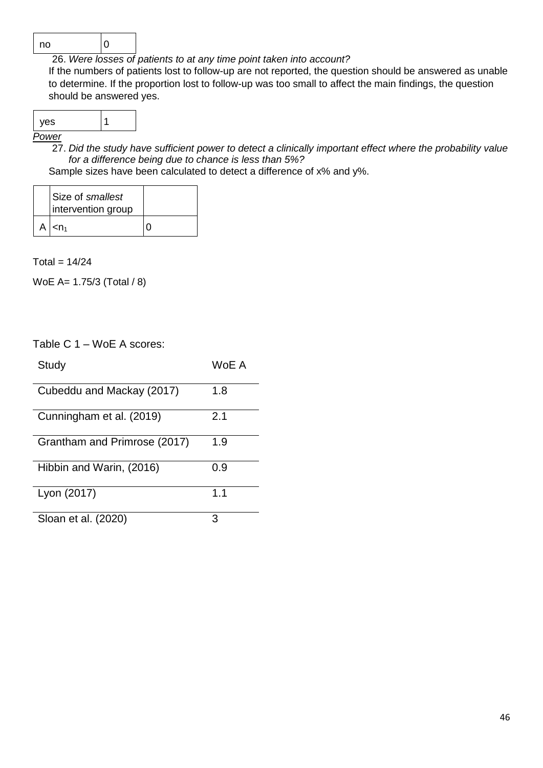| no | 0 |
|---|---|

26. *Were losses of patients to at any time point taken into account?*

If the numbers of patients lost to follow-up are not reported, the question should be answered as unable to determine. If the proportion lost to follow-up was too small to affect the main findings, the question should be answered yes.

| yes | 1 |
|---|---|

*Power*

27. *Did the study have sufficient power to detect a clinically important effect where the probability value for a difference being due to chance is less than 5%?*

Sample sizes have been calculated to detect a difference of x% and y%.

| | Size of *smallest* intervention group | |
|---|---|---|
| A | $<n_1$ | 0 |

Total = 14/24

WoE A= 1.75/3 (Total / 8)

Table C 1 – WoE A scores:

| Study | WoE A |
|---|---|
| Cubeddu and Mackay (2017) | 1.8 |
| Cunningham et al. (2019) | 2.1 |
| Grantham and Primrose (2017) | 1.9 |
| Hibbin and Warin, (2016) | 0.9 |
| Lyon (2017) | 1.1 |
| Sloan et al. (2020) | 3 |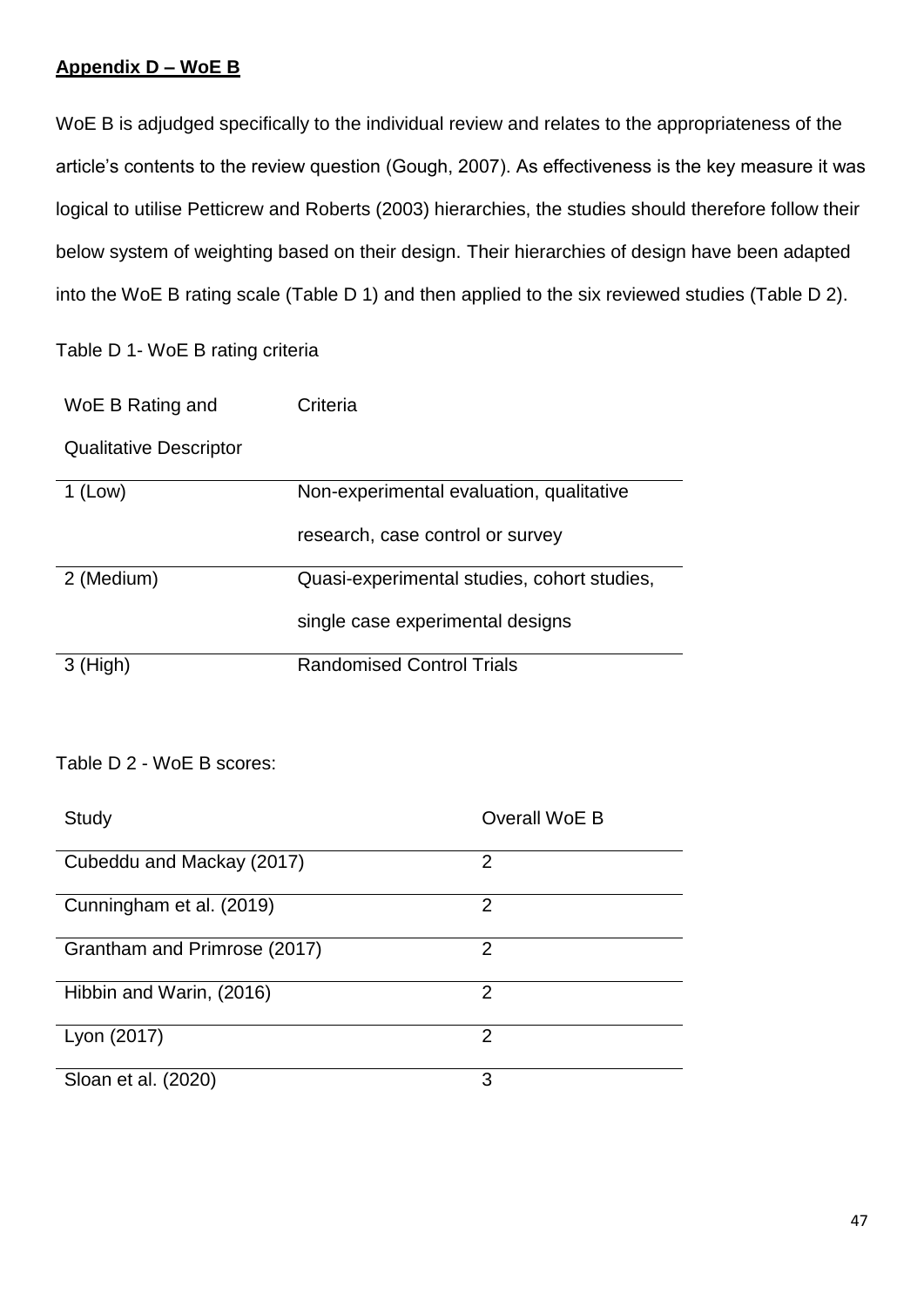## **Appendix D – WoE B**

WoE B is adjudged specifically to the individual review and relates to the appropriateness of the article's contents to the review question (Gough, 2007). As effectiveness is the key measure it was logical to utilise Petticrew and Roberts (2003) hierarchies, the studies should therefore follow their below system of weighting based on their design. Their hierarchies of design have been adapted into the WoE B rating scale (Table D 1) and then applied to the six reviewed studies (Table D 2).

Table D 1- WoE B rating criteria

| WoE B Rating and Qualitative Descriptor | Criteria |
|---|---|
| 1 (Low) | Non-experimental evaluation, qualitative research, case control or survey |
| 2 (Medium) | Quasi-experimental studies, cohort studies, single case experimental designs |
| 3 (High) | Randomised Control Trials |

Table D 2 - WoE B scores:

| Study | Overall WoE B |
|---|---|
| Cubeddu and Mackay (2017) | 2 |
| Cunningham et al. (2019) | 2 |
| Grantham and Primrose (2017) | 2 |
| Hibbin and Warin, (2016) | 2 |
| Lyon (2017) | 2 |
| Sloan et al. (2020) | 3 |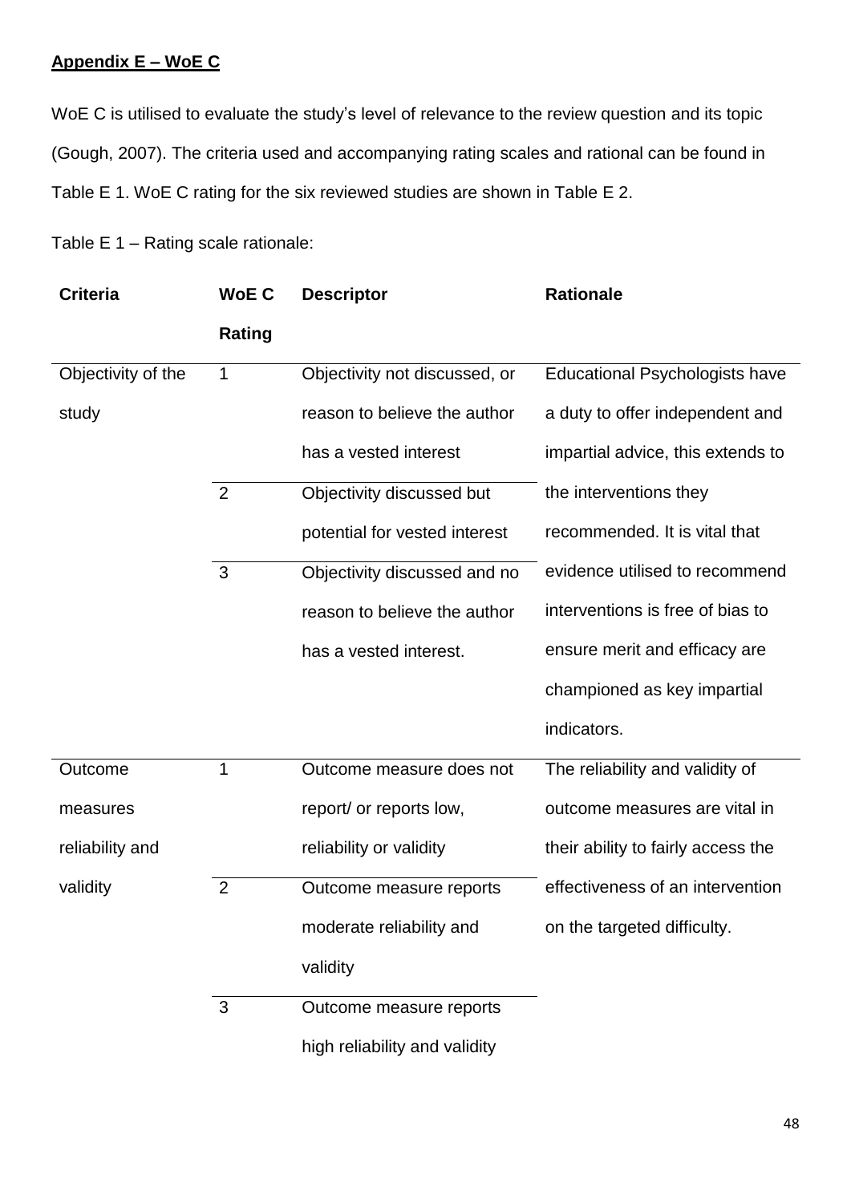**Appendix E – WoE C**

WoE C is utilised to evaluate the study's level of relevance to the review question and its topic (Gough, 2007). The criteria used and accompanying rating scales and rational can be found in Table E 1. WoE C rating for the six reviewed studies are shown in Table E 2.

Table E 1 – Rating scale rationale:

| Criteria | WoE C Rating | Descriptor | Rationale |
|---|---|---|---|
| Objectivity of the study | 1 | Objectivity not discussed, or reason to believe the author has a vested interest | Educational Psychologists have a duty to offer independent and impartial advice, this extends to the interventions they recommended. It is vital that evidence utilised to recommend interventions is free of bias to ensure merit and efficacy are championed as key impartial indicators. |
| | 2 | Objectivity discussed but potential for vested interest | |
| | 3 | Objectivity discussed and no reason to believe the author has a vested interest. | |
| Outcome measures reliability and validity | 1 | Outcome measure does not report/ or reports low, reliability or validity | The reliability and validity of outcome measures are vital in their ability to fairly access the effectiveness of an intervention on the targeted difficulty. |
| | 2 | Outcome measure reports moderate reliability and validity | |
| | 3 | Outcome measure reports high reliability and validity | |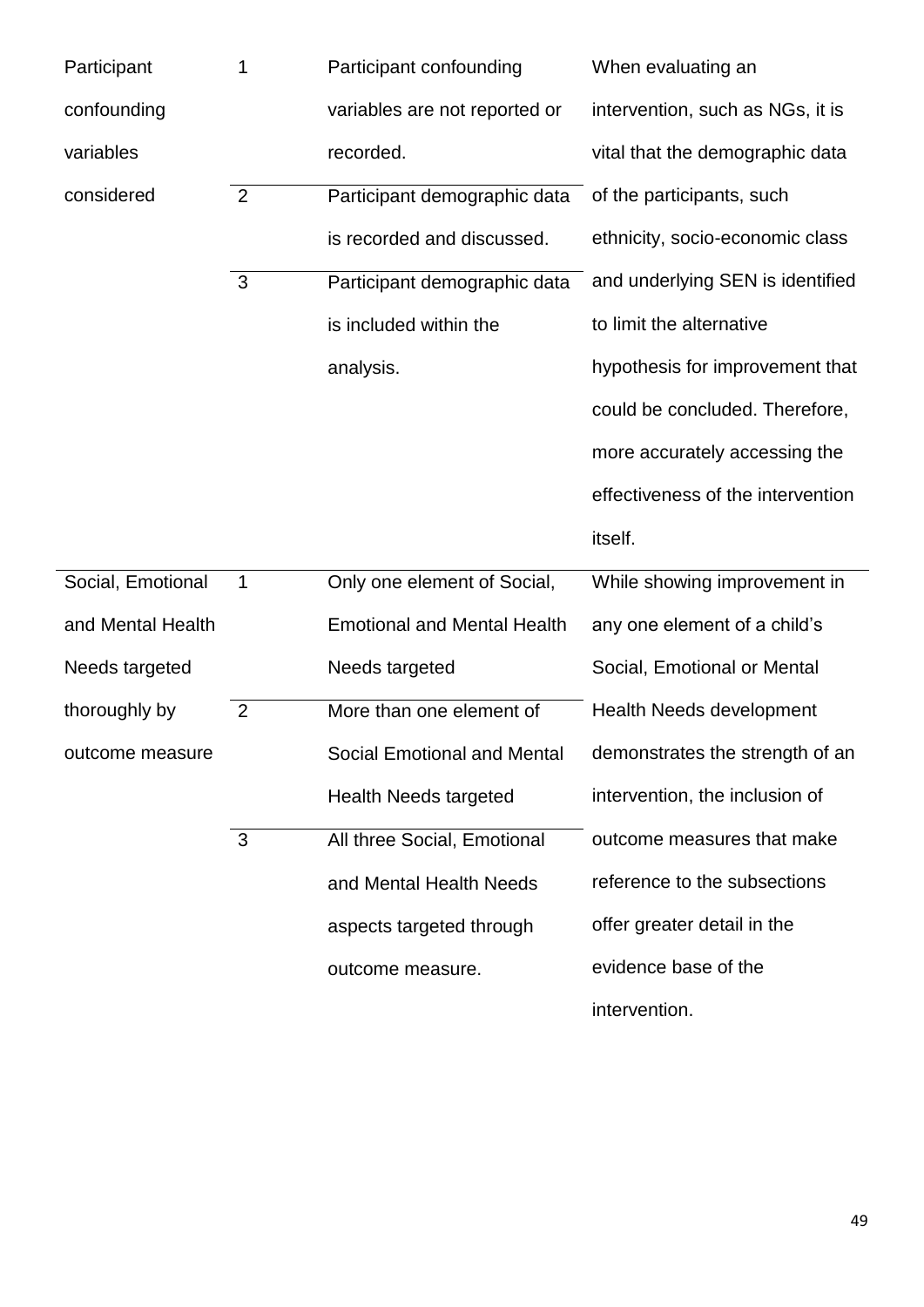| | | | |
|---|---|---|---|
| Participant confounding variables considered | 1 | Participant confounding variables are not reported or recorded. | When evaluating an intervention, such as NGs, it is vital that the demographic data of the participants, such ethnicity, socio-economic class and underlying SEN is identified to limit the alternative hypothesis for improvement that could be concluded. Therefore, more accurately accessing the effectiveness of the intervention itself. |
| | 2 | Participant demographic data is recorded and discussed. | |
| | 3 | Participant demographic data is included within the analysis. | |
| Social, Emotional and Mental Health Needs targeted thoroughly by outcome measure | 1 | Only one element of Social, Emotional and Mental Health Needs targeted | While showing improvement in any one element of a child's Social, Emotional or Mental Health Needs development demonstrates the strength of an intervention, the inclusion of outcome measures that make reference to the subsections offer greater detail in the evidence base of the intervention. |
| | 2 | More than one element of Social Emotional and Mental Health Needs targeted | |
| | 3 | All three Social, Emotional and Mental Health Needs aspects targeted through outcome measure. | |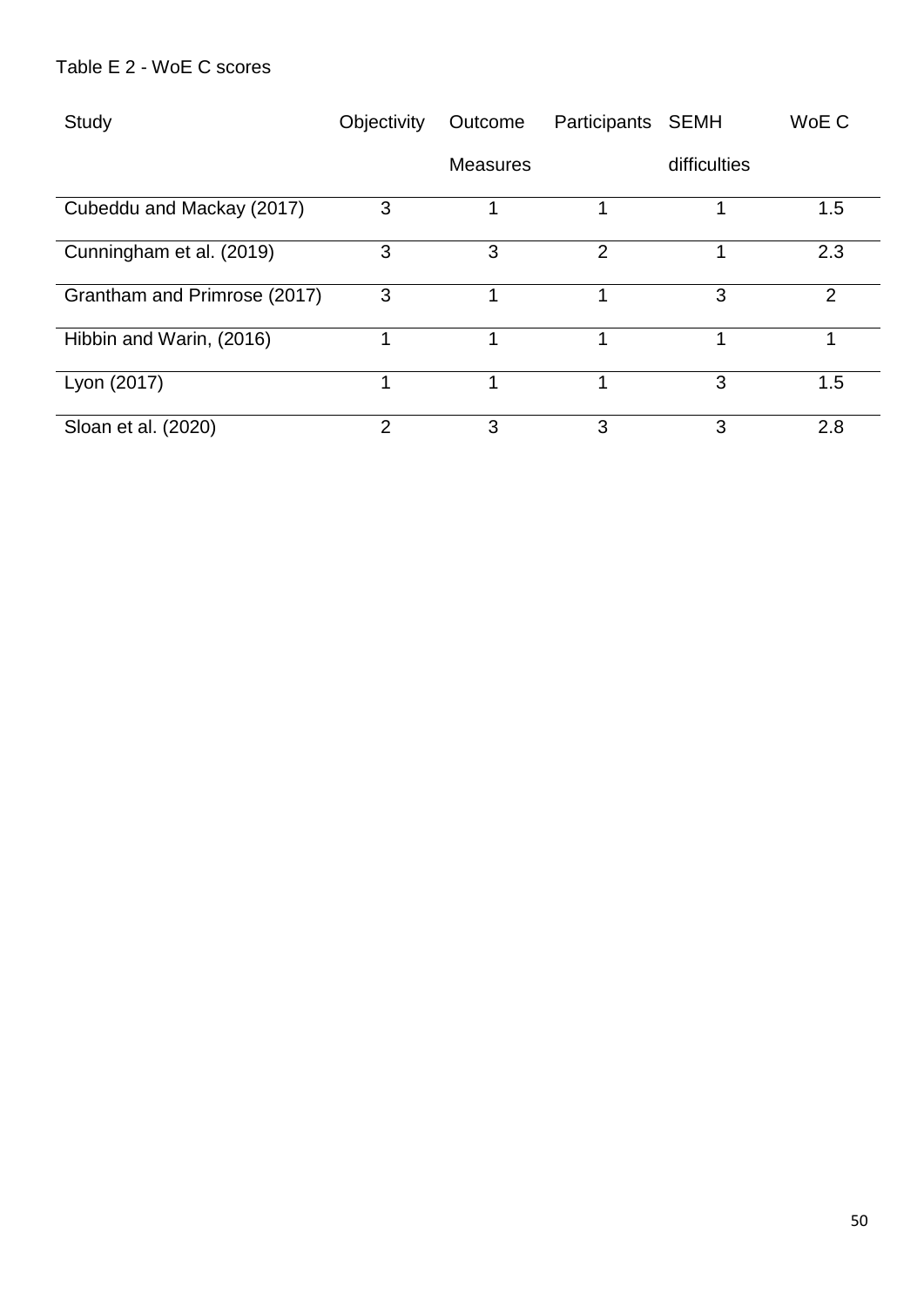Table E 2 - WoE C scores

| Study | Objectivity | Outcome Measures | Participants | SEMH difficulties | WoE C |
|---|---|---|---|---|---|
| Cubeddu and Mackay (2017) | 3 | 1 | 1 | 1 | 1.5 |
| Cunningham et al. (2019) | 3 | 3 | 2 | 1 | 2.3 |
| Grantham and Primrose (2017) | 3 | 1 | 1 | 3 | 2 |
| Hibbin and Warin, (2016) | 1 | 1 | 1 | 1 | 1 |
| Lyon (2017) | 1 | 1 | 1 | 3 | 1.5 |
| Sloan et al. (2020) | 2 | 3 | 3 | 3 | 2.8 |